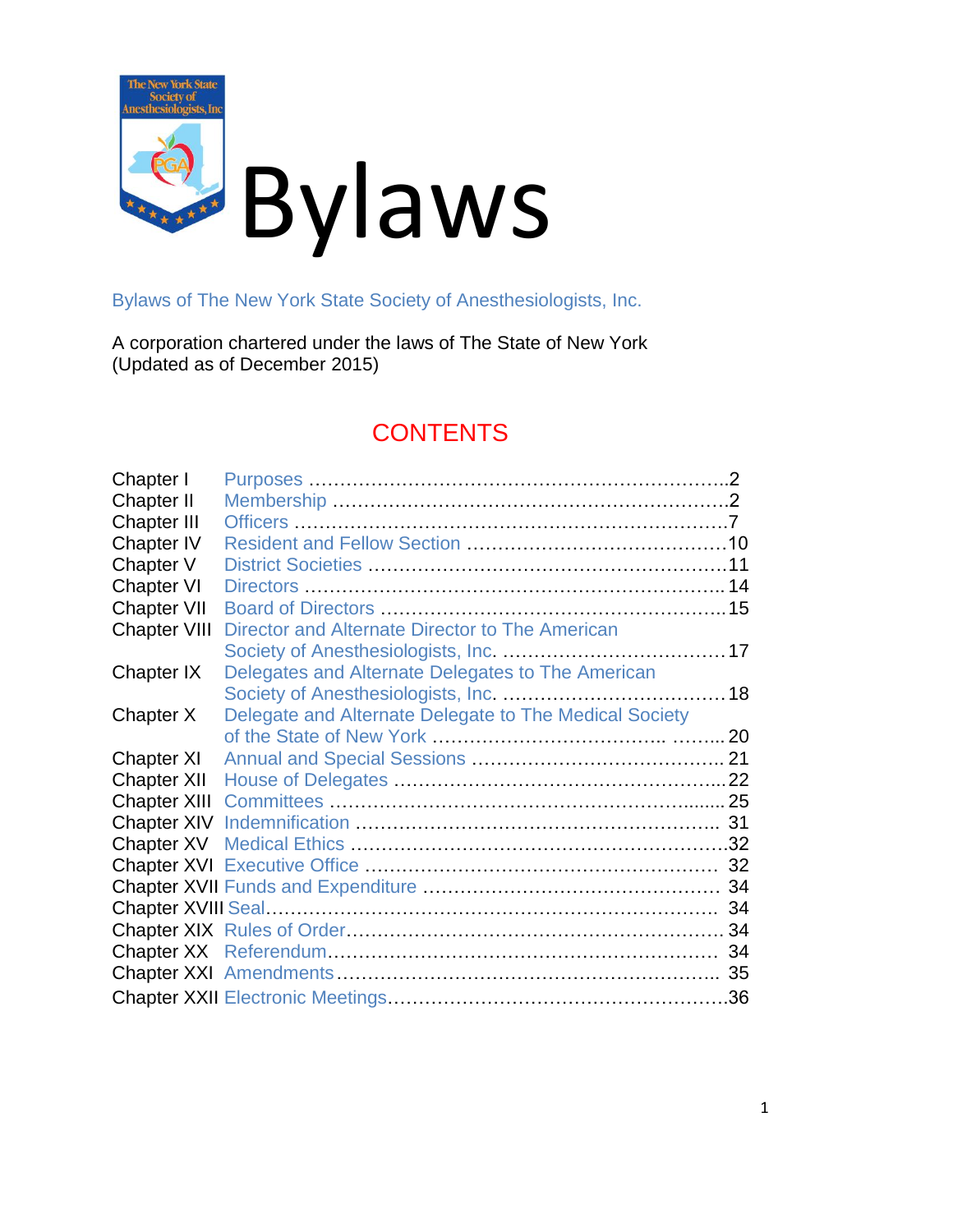# Bylaws

Bylaws of The New York State Society of Anesthesiologists, Inc.

A corporation chartered under the laws of The State of New York
(Updated as of December 2015)

## CONTENTS

| | | |
|---|---|---|
| Chapter I | Purposes | 2 |
| Chapter II | Membership | 2 |
| Chapter III | Officers | 7 |
| Chapter IV | Resident and Fellow Section | 10 |
| Chapter V | District Societies | 11 |
| Chapter VI | Directors | 14 |
| Chapter VII | Board of Directors | 15 |
| Chapter VIII | Director and Alternate Director to The American Society of Anesthesiologists, Inc. | 17 |
| Chapter IX | Delegates and Alternate Delegates to The American Society of Anesthesiologists, Inc. | 18 |
| Chapter X | Delegate and Alternate Delegate to The Medical Society of the State of New York | 20 |
| Chapter XI | Annual and Special Sessions | 21 |
| Chapter XII | House of Delegates | 22 |
| Chapter XIII | Committees | 25 |
| Chapter XIV | Indemnification | 31 |
| Chapter XV | Medical Ethics | 32 |
| Chapter XVI | Executive Office | 32 |
| Chapter XVII | Funds and Expenditure | 34 |
| Chapter XVIII | Seal | 34 |
| Chapter XIX | Rules of Order | 34 |
| Chapter XX | Referendum | 34 |
| Chapter XXI | Amendments | 35 |
| Chapter XXII | Electronic Meetings | 36 |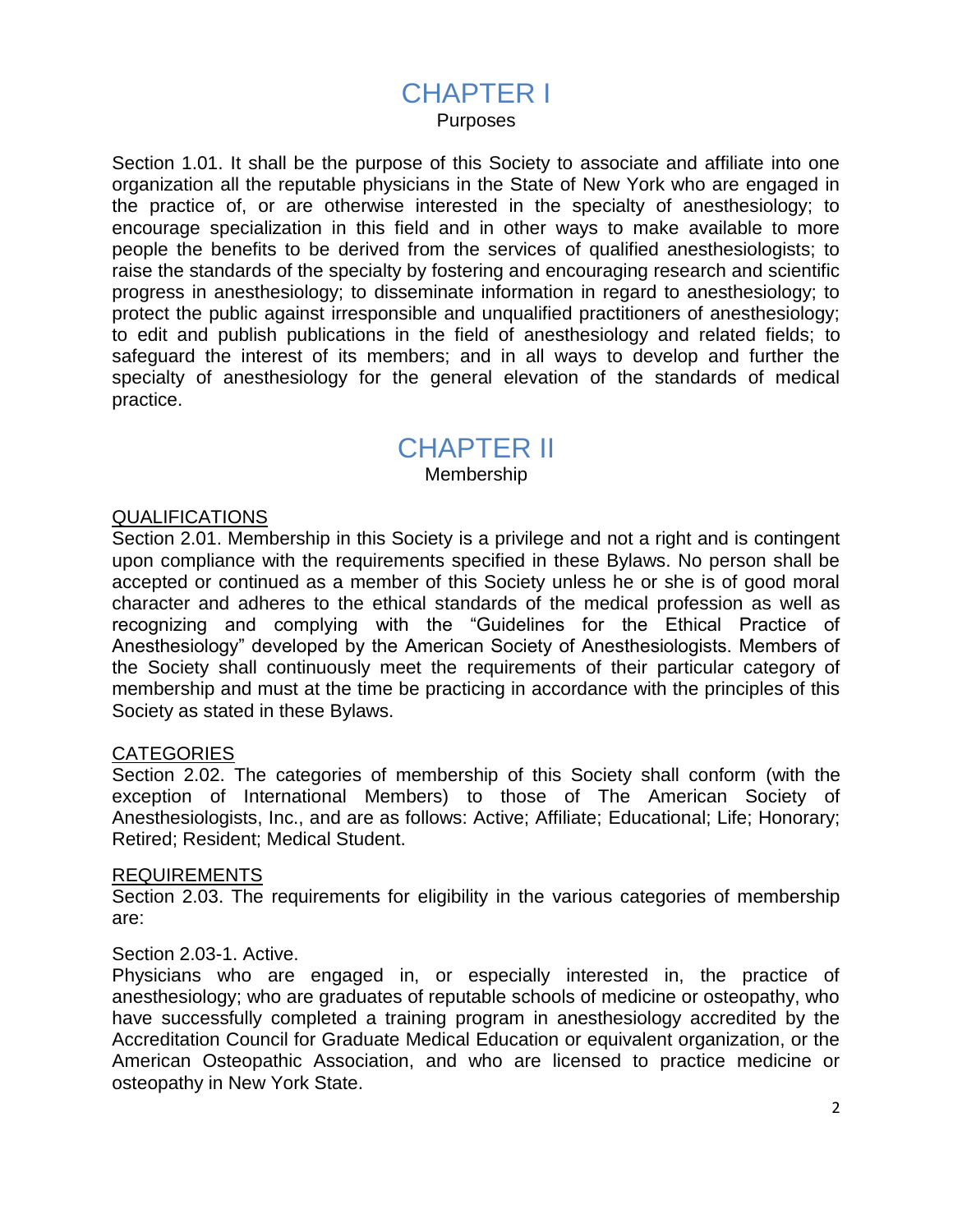# CHAPTER I

Purposes

Section 1.01. It shall be the purpose of this Society to associate and affiliate into one organization all the reputable physicians in the State of New York who are engaged in the practice of, or are otherwise interested in the specialty of anesthesiology; to encourage specialization in this field and in other ways to make available to more people the benefits to be derived from the services of qualified anesthesiologists; to raise the standards of the specialty by fostering and encouraging research and scientific progress in anesthesiology; to disseminate information in regard to anesthesiology; to protect the public against irresponsible and unqualified practitioners of anesthesiology; to edit and publish publications in the field of anesthesiology and related fields; to safeguard the interest of its members; and in all ways to develop and further the specialty of anesthesiology for the general elevation of the standards of medical practice.

# CHAPTER II

Membership

QUALIFICATIONS

Section 2.01. Membership in this Society is a privilege and not a right and is contingent upon compliance with the requirements specified in these Bylaws. No person shall be accepted or continued as a member of this Society unless he or she is of good moral character and adheres to the ethical standards of the medical profession as well as recognizing and complying with the "Guidelines for the Ethical Practice of Anesthesiology" developed by the American Society of Anesthesiologists. Members of the Society shall continuously meet the requirements of their particular category of membership and must at the time be practicing in accordance with the principles of this Society as stated in these Bylaws.

CATEGORIES

Section 2.02. The categories of membership of this Society shall conform (with the exception of International Members) to those of The American Society of Anesthesiologists, Inc., and are as follows: Active; Affiliate; Educational; Life; Honorary; Retired; Resident; Medical Student.

REQUIREMENTS

Section 2.03. The requirements for eligibility in the various categories of membership are:

Section 2.03-1. Active.

Physicians who are engaged in, or especially interested in, the practice of anesthesiology; who are graduates of reputable schools of medicine or osteopathy, who have successfully completed a training program in anesthesiology accredited by the Accreditation Council for Graduate Medical Education or equivalent organization, or the American Osteopathic Association, and who are licensed to practice medicine or osteopathy in New York State.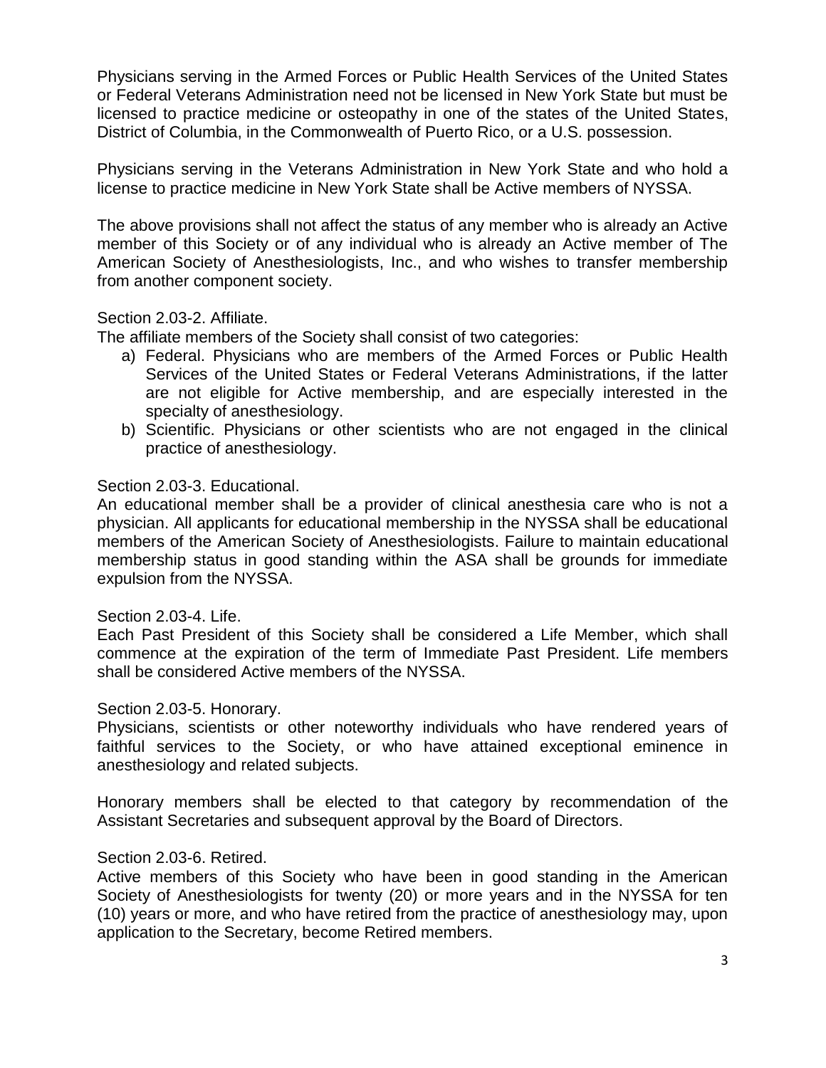Physicians serving in the Armed Forces or Public Health Services of the United States or Federal Veterans Administration need not be licensed in New York State but must be licensed to practice medicine or osteopathy in one of the states of the United States, District of Columbia, in the Commonwealth of Puerto Rico, or a U.S. possession.

Physicians serving in the Veterans Administration in New York State and who hold a license to practice medicine in New York State shall be Active members of NYSSA.

The above provisions shall not affect the status of any member who is already an Active member of this Society or of any individual who is already an Active member of The American Society of Anesthesiologists, Inc., and who wishes to transfer membership from another component society.

Section 2.03-2. Affiliate.

The affiliate members of the Society shall consist of two categories:

a) Federal. Physicians who are members of the Armed Forces or Public Health Services of the United States or Federal Veterans Administrations, if the latter are not eligible for Active membership, and are especially interested in the specialty of anesthesiology.
b) Scientific. Physicians or other scientists who are not engaged in the clinical practice of anesthesiology.

Section 2.03-3. Educational.

An educational member shall be a provider of clinical anesthesia care who is not a physician. All applicants for educational membership in the NYSSA shall be educational members of the American Society of Anesthesiologists. Failure to maintain educational membership status in good standing within the ASA shall be grounds for immediate expulsion from the NYSSA.

Section 2.03-4. Life.

Each Past President of this Society shall be considered a Life Member, which shall commence at the expiration of the term of Immediate Past President. Life members shall be considered Active members of the NYSSA.

Section 2.03-5. Honorary.

Physicians, scientists or other noteworthy individuals who have rendered years of faithful services to the Society, or who have attained exceptional eminence in anesthesiology and related subjects.

Honorary members shall be elected to that category by recommendation of the Assistant Secretaries and subsequent approval by the Board of Directors.

Section 2.03-6. Retired.

Active members of this Society who have been in good standing in the American Society of Anesthesiologists for twenty (20) or more years and in the NYSSA for ten (10) years or more, and who have retired from the practice of anesthesiology may, upon application to the Secretary, become Retired members.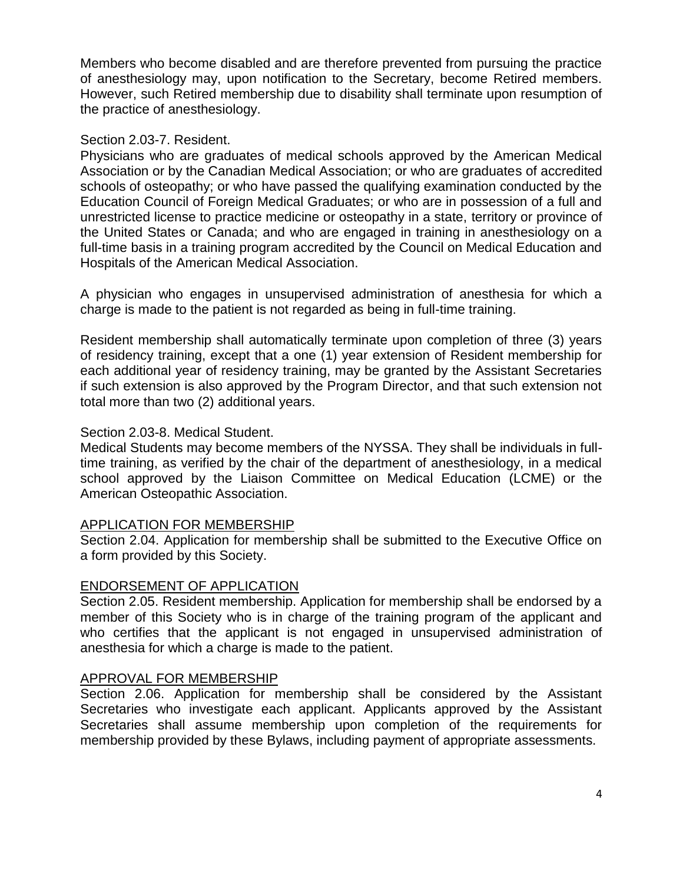Members who become disabled and are therefore prevented from pursuing the practice of anesthesiology may, upon notification to the Secretary, become Retired members. However, such Retired membership due to disability shall terminate upon resumption of the practice of anesthesiology.

Section 2.03-7. Resident.
Physicians who are graduates of medical schools approved by the American Medical Association or by the Canadian Medical Association; or who are graduates of accredited schools of osteopathy; or who have passed the qualifying examination conducted by the Education Council of Foreign Medical Graduates; or who are in possession of a full and unrestricted license to practice medicine or osteopathy in a state, territory or province of the United States or Canada; and who are engaged in training in anesthesiology on a full-time basis in a training program accredited by the Council on Medical Education and Hospitals of the American Medical Association.

A physician who engages in unsupervised administration of anesthesia for which a charge is made to the patient is not regarded as being in full-time training.

Resident membership shall automatically terminate upon completion of three (3) years of residency training, except that a one (1) year extension of Resident membership for each additional year of residency training, may be granted by the Assistant Secretaries if such extension is also approved by the Program Director, and that such extension not total more than two (2) additional years.

Section 2.03-8. Medical Student.
Medical Students may become members of the NYSSA. They shall be individuals in full-time training, as verified by the chair of the department of anesthesiology, in a medical school approved by the Liaison Committee on Medical Education (LCME) or the American Osteopathic Association.

<u>APPLICATION FOR MEMBERSHIP</u>

Section 2.04. Application for membership shall be submitted to the Executive Office on a form provided by this Society.

<u>ENDORSEMENT OF APPLICATION</u>

Section 2.05. Resident membership. Application for membership shall be endorsed by a member of this Society who is in charge of the training program of the applicant and who certifies that the applicant is not engaged in unsupervised administration of anesthesia for which a charge is made to the patient.

<u>APPROVAL FOR MEMBERSHIP</u>

Section 2.06. Application for membership shall be considered by the Assistant Secretaries who investigate each applicant. Applicants approved by the Assistant Secretaries shall assume membership upon completion of the requirements for membership provided by these Bylaws, including payment of appropriate assessments.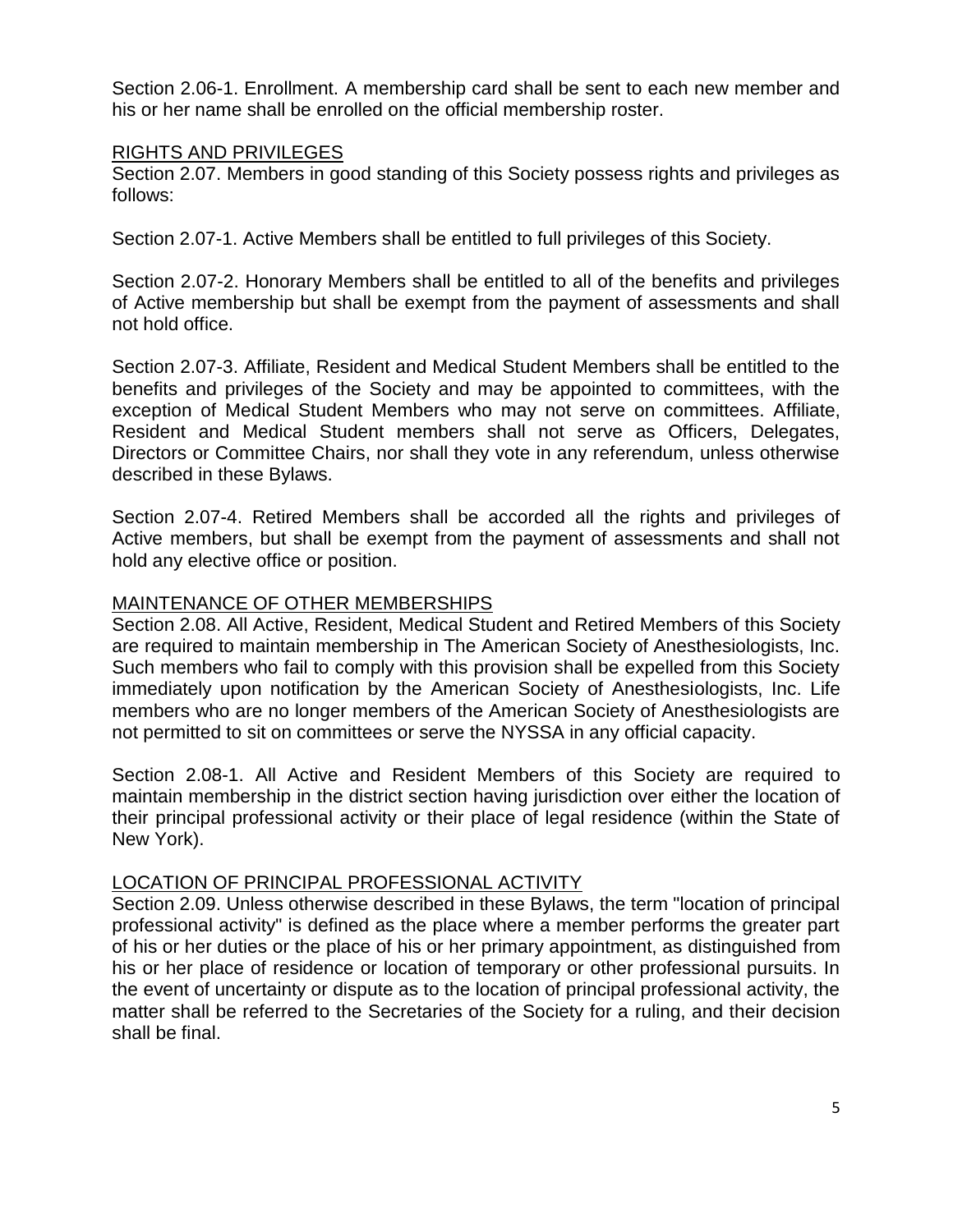Section 2.06-1. Enrollment. A membership card shall be sent to each new member and his or her name shall be enrolled on the official membership roster.

## RIGHTS AND PRIVILEGES

Section 2.07. Members in good standing of this Society possess rights and privileges as follows:

Section 2.07-1. Active Members shall be entitled to full privileges of this Society.

Section 2.07-2. Honorary Members shall be entitled to all of the benefits and privileges of Active membership but shall be exempt from the payment of assessments and shall not hold office.

Section 2.07-3. Affiliate, Resident and Medical Student Members shall be entitled to the benefits and privileges of the Society and may be appointed to committees, with the exception of Medical Student Members who may not serve on committees. Affiliate, Resident and Medical Student members shall not serve as Officers, Delegates, Directors or Committee Chairs, nor shall they vote in any referendum, unless otherwise described in these Bylaws.

Section 2.07-4. Retired Members shall be accorded all the rights and privileges of Active members, but shall be exempt from the payment of assessments and shall not hold any elective office or position.

## MAINTENANCE OF OTHER MEMBERSHIPS

Section 2.08. All Active, Resident, Medical Student and Retired Members of this Society are required to maintain membership in The American Society of Anesthesiologists, Inc. Such members who fail to comply with this provision shall be expelled from this Society immediately upon notification by the American Society of Anesthesiologists, Inc. Life members who are no longer members of the American Society of Anesthesiologists are not permitted to sit on committees or serve the NYSSA in any official capacity.

Section 2.08-1. All Active and Resident Members of this Society are required to maintain membership in the district section having jurisdiction over either the location of their principal professional activity or their place of legal residence (within the State of New York).

## LOCATION OF PRINCIPAL PROFESSIONAL ACTIVITY

Section 2.09. Unless otherwise described in these Bylaws, the term "location of principal professional activity" is defined as the place where a member performs the greater part of his or her duties or the place of his or her primary appointment, as distinguished from his or her place of residence or location of temporary or other professional pursuits. In the event of uncertainty or dispute as to the location of principal professional activity, the matter shall be referred to the Secretaries of the Society for a ruling, and their decision shall be final.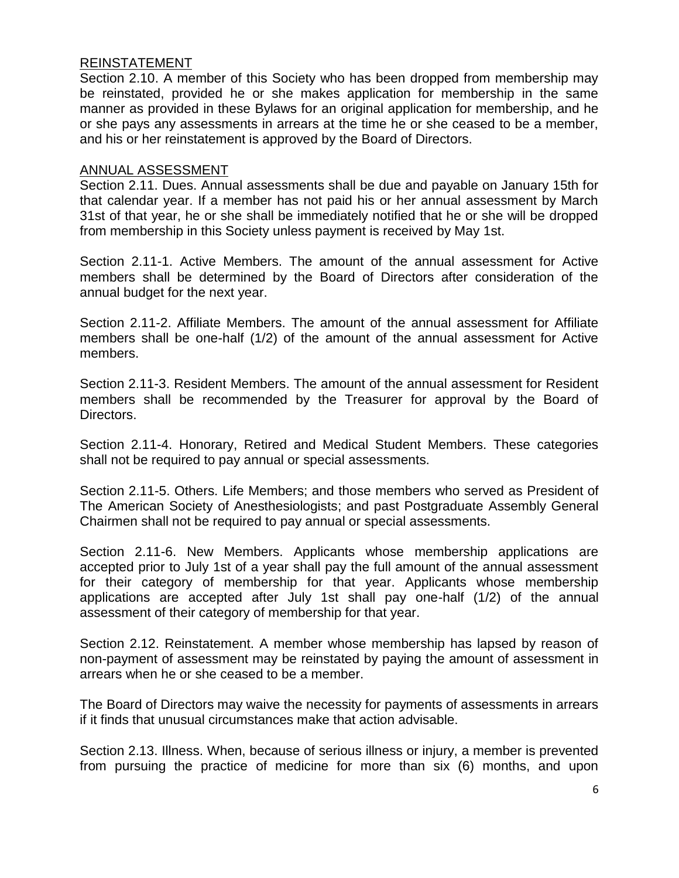<u>REINSTATEMENT</u>

Section 2.10. A member of this Society who has been dropped from membership may be reinstated, provided he or she makes application for membership in the same manner as provided in these Bylaws for an original application for membership, and he or she pays any assessments in arrears at the time he or she ceased to be a member, and his or her reinstatement is approved by the Board of Directors.

<u>ANNUAL ASSESSMENT</u>

Section 2.11. Dues. Annual assessments shall be due and payable on January 15th for that calendar year. If a member has not paid his or her annual assessment by March 31st of that year, he or she shall be immediately notified that he or she will be dropped from membership in this Society unless payment is received by May 1st.

Section 2.11-1. Active Members. The amount of the annual assessment for Active members shall be determined by the Board of Directors after consideration of the annual budget for the next year.

Section 2.11-2. Affiliate Members. The amount of the annual assessment for Affiliate members shall be one-half (1/2) of the amount of the annual assessment for Active members.

Section 2.11-3. Resident Members. The amount of the annual assessment for Resident members shall be recommended by the Treasurer for approval by the Board of Directors.

Section 2.11-4. Honorary, Retired and Medical Student Members. These categories shall not be required to pay annual or special assessments.

Section 2.11-5. Others. Life Members; and those members who served as President of The American Society of Anesthesiologists; and past Postgraduate Assembly General Chairmen shall not be required to pay annual or special assessments.

Section 2.11-6. New Members. Applicants whose membership applications are accepted prior to July 1st of a year shall pay the full amount of the annual assessment for their category of membership for that year. Applicants whose membership applications are accepted after July 1st shall pay one-half (1/2) of the annual assessment of their category of membership for that year.

Section 2.12. Reinstatement. A member whose membership has lapsed by reason of non-payment of assessment may be reinstated by paying the amount of assessment in arrears when he or she ceased to be a member.

The Board of Directors may waive the necessity for payments of assessments in arrears if it finds that unusual circumstances make that action advisable.

Section 2.13. Illness. When, because of serious illness or injury, a member is prevented from pursuing the practice of medicine for more than six (6) months, and upon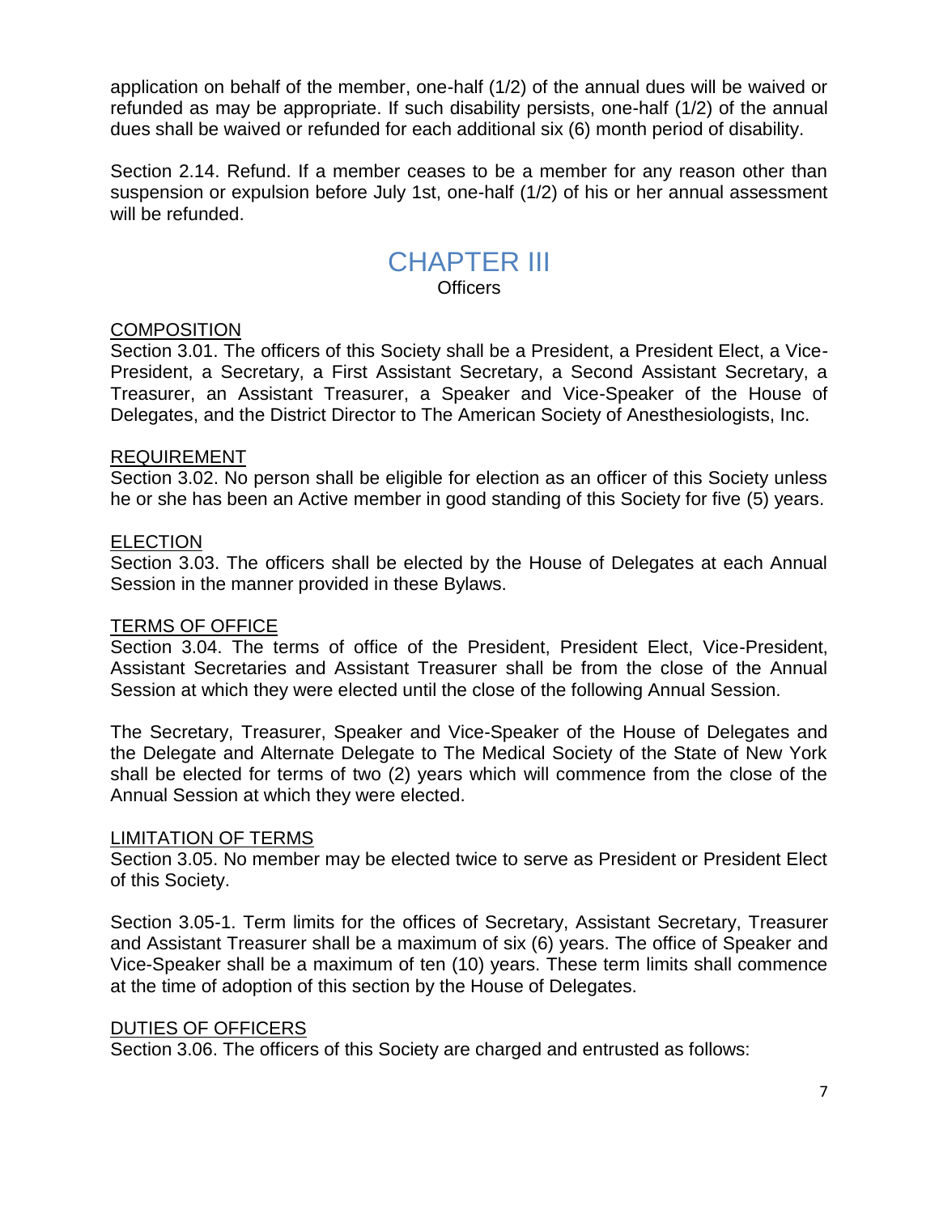application on behalf of the member, one-half (1/2) of the annual dues will be waived or refunded as may be appropriate. If such disability persists, one-half (1/2) of the annual dues shall be waived or refunded for each additional six (6) month period of disability.

Section 2.14. Refund. If a member ceases to be a member for any reason other than suspension or expulsion before July 1st, one-half (1/2) of his or her annual assessment will be refunded.

# CHAPTER III

## Officers

<u>COMPOSITION</u>

Section 3.01. The officers of this Society shall be a President, a President Elect, a Vice-President, a Secretary, a First Assistant Secretary, a Second Assistant Secretary, a Treasurer, an Assistant Treasurer, a Speaker and Vice-Speaker of the House of Delegates, and the District Director to The American Society of Anesthesiologists, Inc.

<u>REQUIREMENT</u>

Section 3.02. No person shall be eligible for election as an officer of this Society unless he or she has been an Active member in good standing of this Society for five (5) years.

<u>ELECTION</u>

Section 3.03. The officers shall be elected by the House of Delegates at each Annual Session in the manner provided in these Bylaws.

<u>TERMS OF OFFICE</u>

Section 3.04. The terms of office of the President, President Elect, Vice-President, Assistant Secretaries and Assistant Treasurer shall be from the close of the Annual Session at which they were elected until the close of the following Annual Session.

The Secretary, Treasurer, Speaker and Vice-Speaker of the House of Delegates and the Delegate and Alternate Delegate to The Medical Society of the State of New York shall be elected for terms of two (2) years which will commence from the close of the Annual Session at which they were elected.

<u>LIMITATION OF TERMS</u>

Section 3.05. No member may be elected twice to serve as President or President Elect of this Society.

Section 3.05-1. Term limits for the offices of Secretary, Assistant Secretary, Treasurer and Assistant Treasurer shall be a maximum of six (6) years. The office of Speaker and Vice-Speaker shall be a maximum of ten (10) years. These term limits shall commence at the time of adoption of this section by the House of Delegates.

<u>DUTIES OF OFFICERS</u>

Section 3.06. The officers of this Society are charged and entrusted as follows: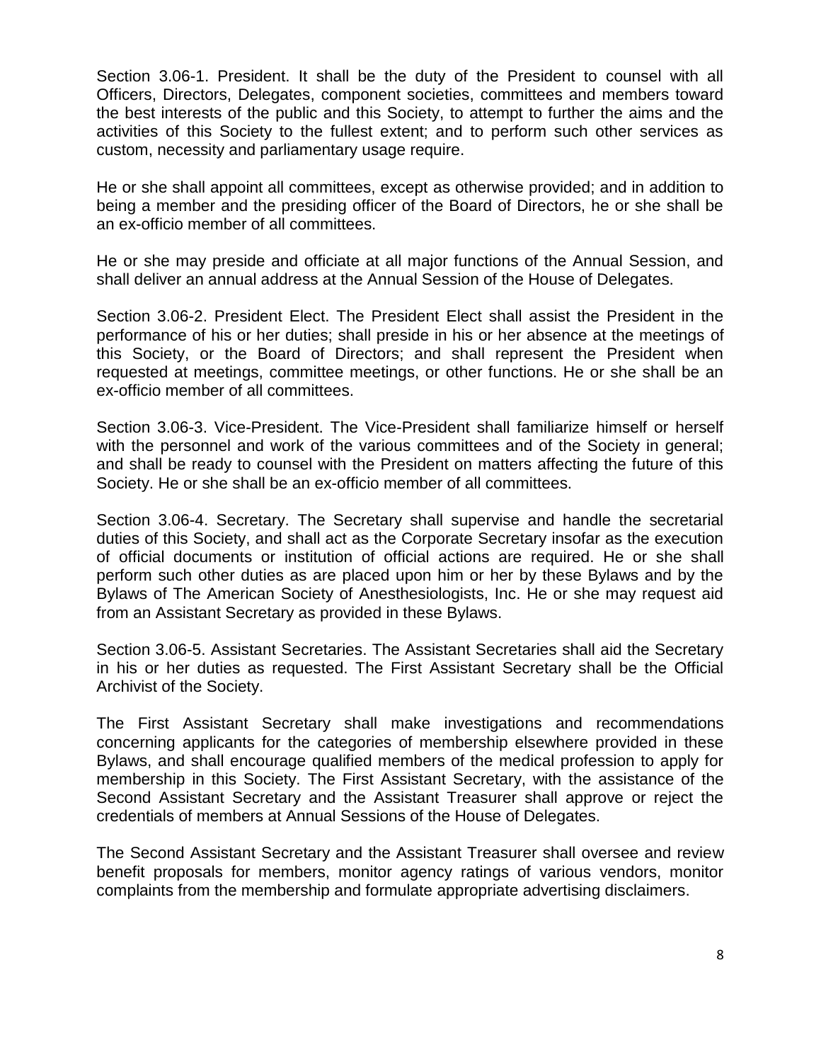Section 3.06-1. President. It shall be the duty of the President to counsel with all Officers, Directors, Delegates, component societies, committees and members toward the best interests of the public and this Society, to attempt to further the aims and the activities of this Society to the fullest extent; and to perform such other services as custom, necessity and parliamentary usage require.

He or she shall appoint all committees, except as otherwise provided; and in addition to being a member and the presiding officer of the Board of Directors, he or she shall be an ex-officio member of all committees.

He or she may preside and officiate at all major functions of the Annual Session, and shall deliver an annual address at the Annual Session of the House of Delegates.

Section 3.06-2. President Elect. The President Elect shall assist the President in the performance of his or her duties; shall preside in his or her absence at the meetings of this Society, or the Board of Directors; and shall represent the President when requested at meetings, committee meetings, or other functions. He or she shall be an ex-officio member of all committees.

Section 3.06-3. Vice-President. The Vice-President shall familiarize himself or herself with the personnel and work of the various committees and of the Society in general; and shall be ready to counsel with the President on matters affecting the future of this Society. He or she shall be an ex-officio member of all committees.

Section 3.06-4. Secretary. The Secretary shall supervise and handle the secretarial duties of this Society, and shall act as the Corporate Secretary insofar as the execution of official documents or institution of official actions are required. He or she shall perform such other duties as are placed upon him or her by these Bylaws and by the Bylaws of The American Society of Anesthesiologists, Inc. He or she may request aid from an Assistant Secretary as provided in these Bylaws.

Section 3.06-5. Assistant Secretaries. The Assistant Secretaries shall aid the Secretary in his or her duties as requested. The First Assistant Secretary shall be the Official Archivist of the Society.

The First Assistant Secretary shall make investigations and recommendations concerning applicants for the categories of membership elsewhere provided in these Bylaws, and shall encourage qualified members of the medical profession to apply for membership in this Society. The First Assistant Secretary, with the assistance of the Second Assistant Secretary and the Assistant Treasurer shall approve or reject the credentials of members at Annual Sessions of the House of Delegates.

The Second Assistant Secretary and the Assistant Treasurer shall oversee and review benefit proposals for members, monitor agency ratings of various vendors, monitor complaints from the membership and formulate appropriate advertising disclaimers.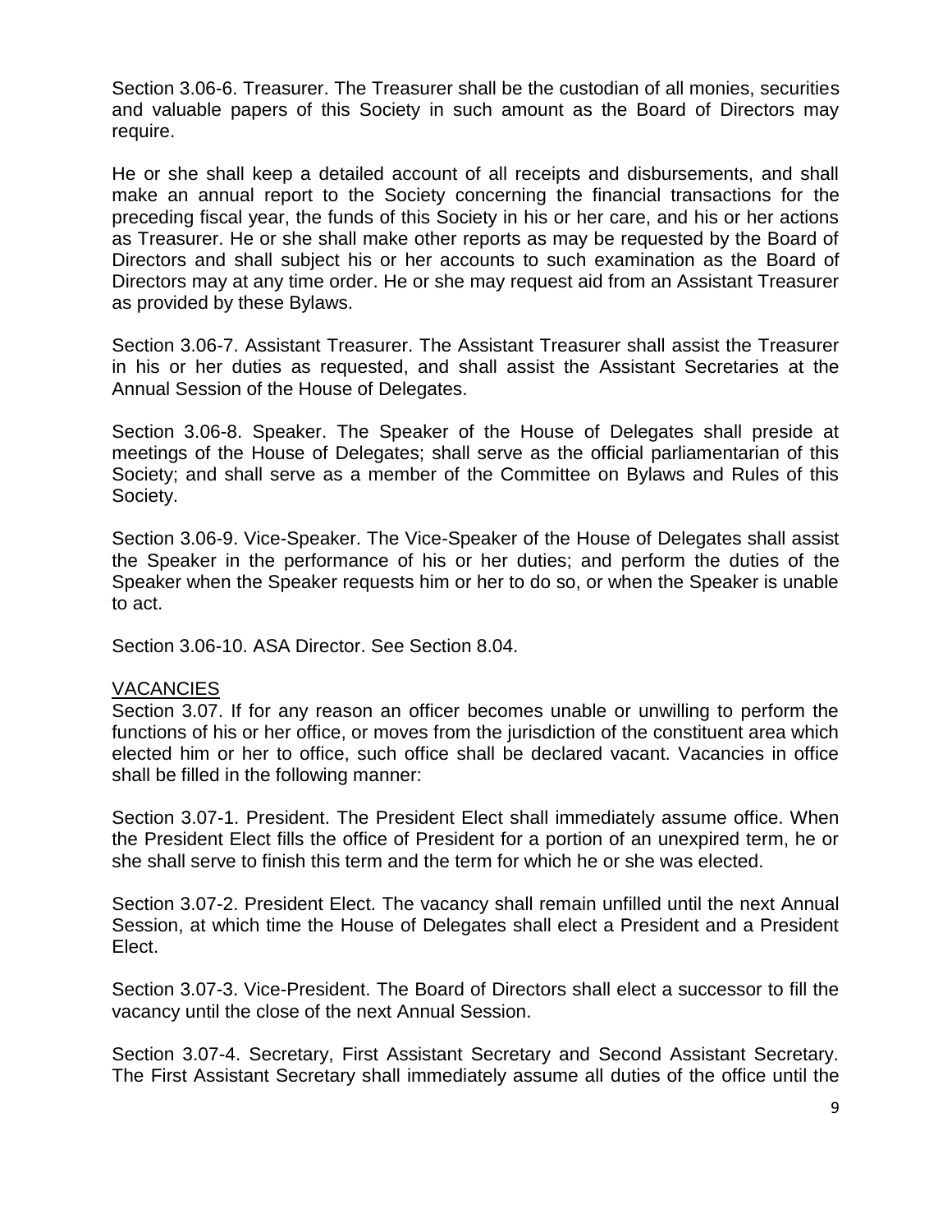Section 3.06-6. Treasurer. The Treasurer shall be the custodian of all monies, securities and valuable papers of this Society in such amount as the Board of Directors may require.

He or she shall keep a detailed account of all receipts and disbursements, and shall make an annual report to the Society concerning the financial transactions for the preceding fiscal year, the funds of this Society in his or her care, and his or her actions as Treasurer. He or she shall make other reports as may be requested by the Board of Directors and shall subject his or her accounts to such examination as the Board of Directors may at any time order. He or she may request aid from an Assistant Treasurer as provided by these Bylaws.

Section 3.06-7. Assistant Treasurer. The Assistant Treasurer shall assist the Treasurer in his or her duties as requested, and shall assist the Assistant Secretaries at the Annual Session of the House of Delegates.

Section 3.06-8. Speaker. The Speaker of the House of Delegates shall preside at meetings of the House of Delegates; shall serve as the official parliamentarian of this Society; and shall serve as a member of the Committee on Bylaws and Rules of this Society.

Section 3.06-9. Vice-Speaker. The Vice-Speaker of the House of Delegates shall assist the Speaker in the performance of his or her duties; and perform the duties of the Speaker when the Speaker requests him or her to do so, or when the Speaker is unable to act.

Section 3.06-10. ASA Director. See Section 8.04.

<u>VACANCIES</u>

Section 3.07. If for any reason an officer becomes unable or unwilling to perform the functions of his or her office, or moves from the jurisdiction of the constituent area which elected him or her to office, such office shall be declared vacant. Vacancies in office shall be filled in the following manner:

Section 3.07-1. President. The President Elect shall immediately assume office. When the President Elect fills the office of President for a portion of an unexpired term, he or she shall serve to finish this term and the term for which he or she was elected.

Section 3.07-2. President Elect. The vacancy shall remain unfilled until the next Annual Session, at which time the House of Delegates shall elect a President and a President Elect.

Section 3.07-3. Vice-President. The Board of Directors shall elect a successor to fill the vacancy until the close of the next Annual Session.

Section 3.07-4. Secretary, First Assistant Secretary and Second Assistant Secretary. The First Assistant Secretary shall immediately assume all duties of the office until the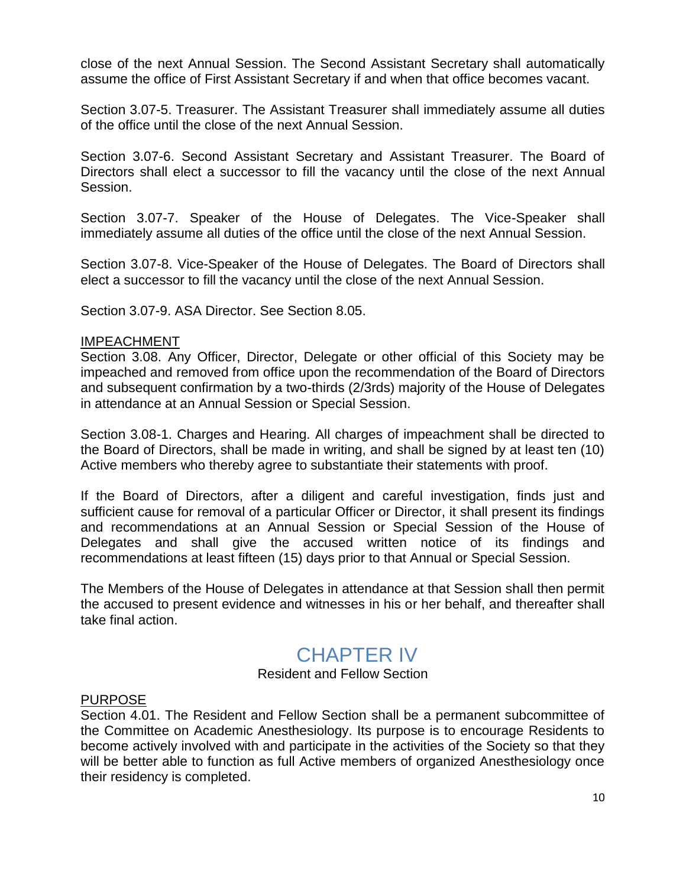close of the next Annual Session. The Second Assistant Secretary shall automatically assume the office of First Assistant Secretary if and when that office becomes vacant.

Section 3.07-5. Treasurer. The Assistant Treasurer shall immediately assume all duties of the office until the close of the next Annual Session.

Section 3.07-6. Second Assistant Secretary and Assistant Treasurer. The Board of Directors shall elect a successor to fill the vacancy until the close of the next Annual Session.

Section 3.07-7. Speaker of the House of Delegates. The Vice-Speaker shall immediately assume all duties of the office until the close of the next Annual Session.

Section 3.07-8. Vice-Speaker of the House of Delegates. The Board of Directors shall elect a successor to fill the vacancy until the close of the next Annual Session.

Section 3.07-9. ASA Director. See Section 8.05.

<u>IMPEACHMENT</u>

Section 3.08. Any Officer, Director, Delegate or other official of this Society may be impeached and removed from office upon the recommendation of the Board of Directors and subsequent confirmation by a two-thirds (2/3rds) majority of the House of Delegates in attendance at an Annual Session or Special Session.

Section 3.08-1. Charges and Hearing. All charges of impeachment shall be directed to the Board of Directors, shall be made in writing, and shall be signed by at least ten (10) Active members who thereby agree to substantiate their statements with proof.

If the Board of Directors, after a diligent and careful investigation, finds just and sufficient cause for removal of a particular Officer or Director, it shall present its findings and recommendations at an Annual Session or Special Session of the House of Delegates and shall give the accused written notice of its findings and recommendations at least fifteen (15) days prior to that Annual or Special Session.

The Members of the House of Delegates in attendance at that Session shall then permit the accused to present evidence and witnesses in his or her behalf, and thereafter shall take final action.

# CHAPTER IV

## Resident and Fellow Section

<u>PURPOSE</u>

Section 4.01. The Resident and Fellow Section shall be a permanent subcommittee of the Committee on Academic Anesthesiology. Its purpose is to encourage Residents to become actively involved with and participate in the activities of the Society so that they will be better able to function as full Active members of organized Anesthesiology once their residency is completed.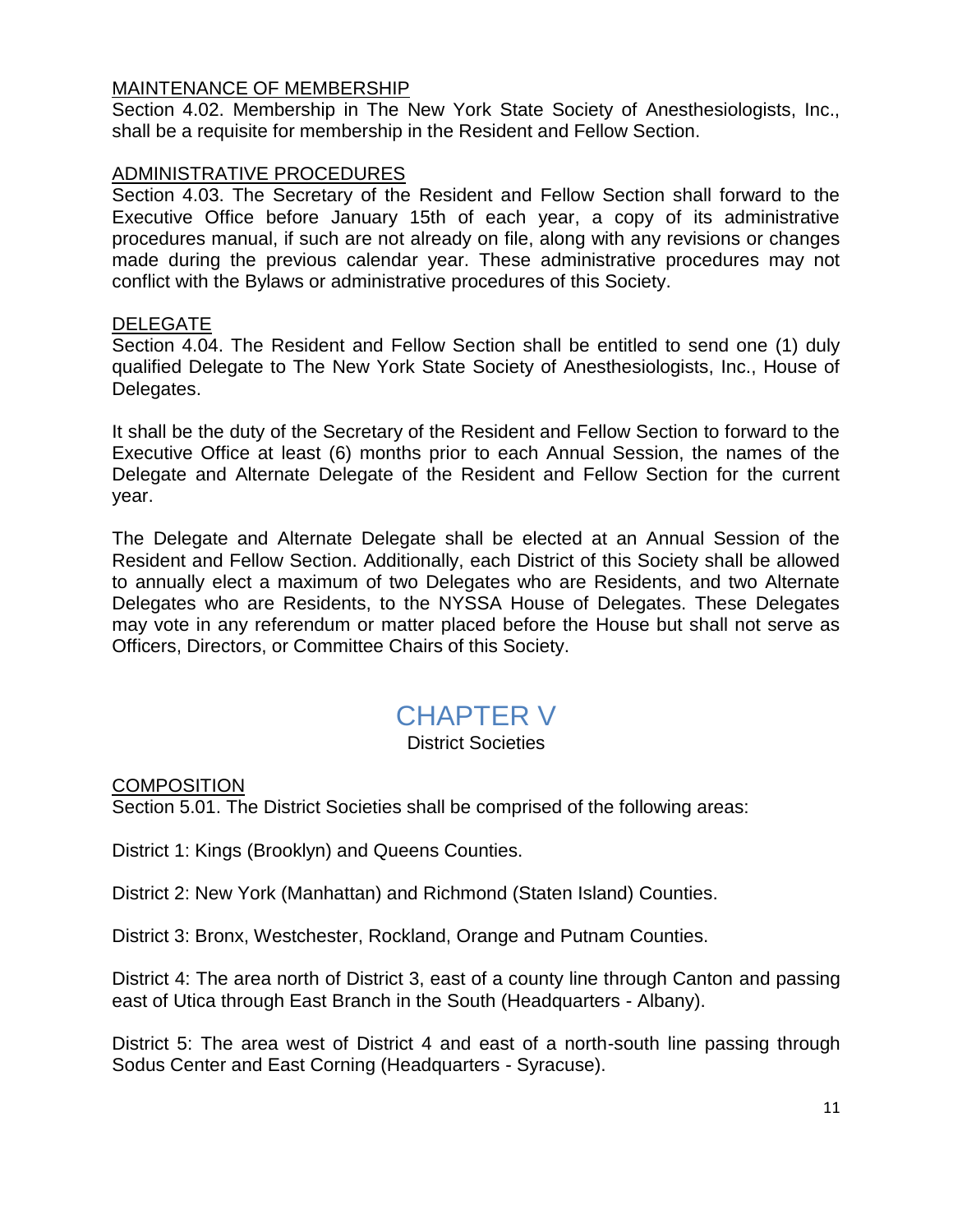MAINTENANCE OF MEMBERSHIP

Section 4.02. Membership in The New York State Society of Anesthesiologists, Inc., shall be a requisite for membership in the Resident and Fellow Section.

ADMINISTRATIVE PROCEDURES

Section 4.03. The Secretary of the Resident and Fellow Section shall forward to the Executive Office before January 15th of each year, a copy of its administrative procedures manual, if such are not already on file, along with any revisions or changes made during the previous calendar year. These administrative procedures may not conflict with the Bylaws or administrative procedures of this Society.

DELEGATE

Section 4.04. The Resident and Fellow Section shall be entitled to send one (1) duly qualified Delegate to The New York State Society of Anesthesiologists, Inc., House of Delegates.

It shall be the duty of the Secretary of the Resident and Fellow Section to forward to the Executive Office at least (6) months prior to each Annual Session, the names of the Delegate and Alternate Delegate of the Resident and Fellow Section for the current year.

The Delegate and Alternate Delegate shall be elected at an Annual Session of the Resident and Fellow Section. Additionally, each District of this Society shall be allowed to annually elect a maximum of two Delegates who are Residents, and two Alternate Delegates who are Residents, to the NYSSA House of Delegates. These Delegates may vote in any referendum or matter placed before the House but shall not serve as Officers, Directors, or Committee Chairs of this Society.

# CHAPTER V

District Societies

COMPOSITION

Section 5.01. The District Societies shall be comprised of the following areas:

District 1: Kings (Brooklyn) and Queens Counties.

District 2: New York (Manhattan) and Richmond (Staten Island) Counties.

District 3: Bronx, Westchester, Rockland, Orange and Putnam Counties.

District 4: The area north of District 3, east of a county line through Canton and passing east of Utica through East Branch in the South (Headquarters - Albany).

District 5: The area west of District 4 and east of a north-south line passing through Sodus Center and East Corning (Headquarters - Syracuse).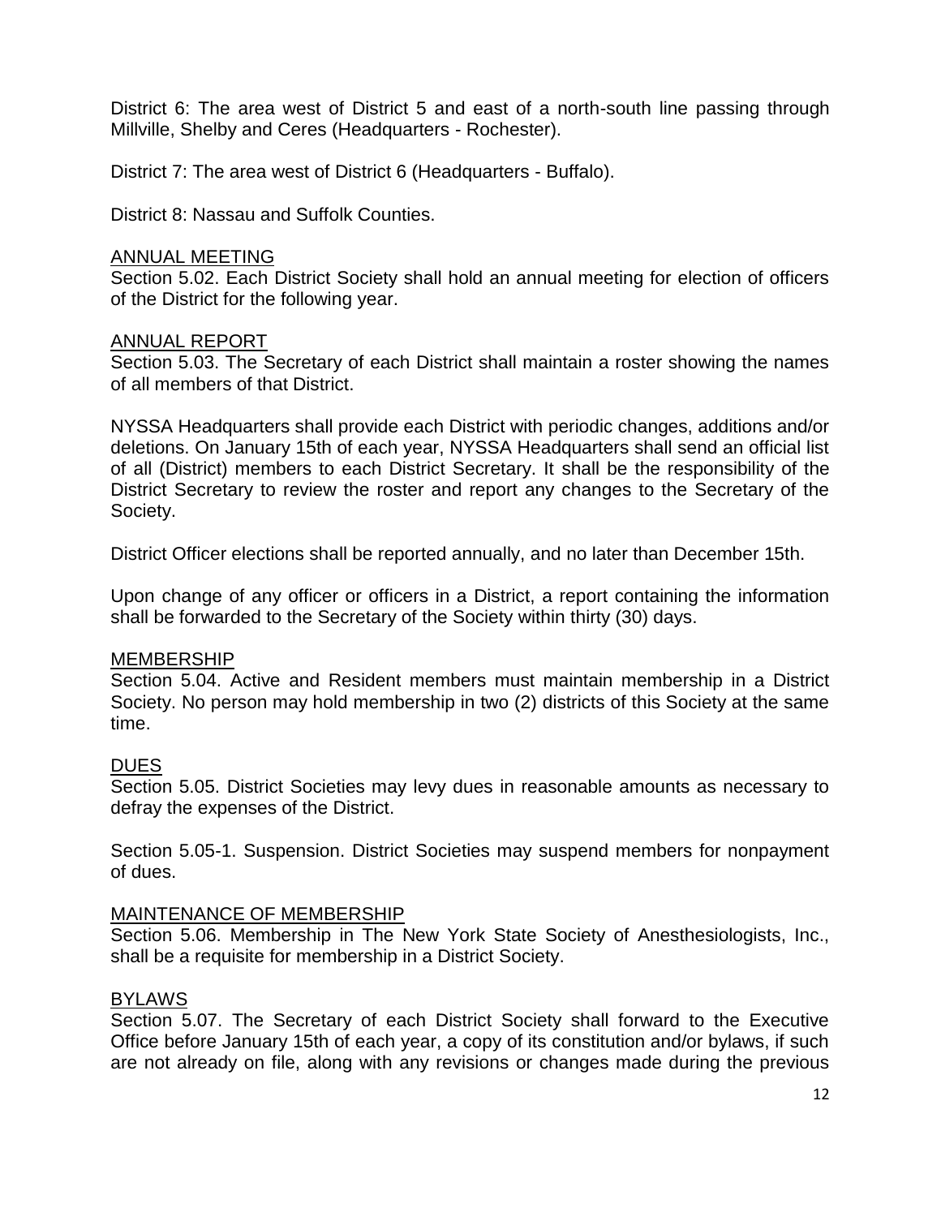District 6: The area west of District 5 and east of a north-south line passing through Millville, Shelby and Ceres (Headquarters - Rochester).

District 7: The area west of District 6 (Headquarters - Buffalo).

District 8: Nassau and Suffolk Counties.

<u>ANNUAL MEETING</u>

Section 5.02. Each District Society shall hold an annual meeting for election of officers of the District for the following year.

<u>ANNUAL REPORT</u>

Section 5.03. The Secretary of each District shall maintain a roster showing the names of all members of that District.

NYSSA Headquarters shall provide each District with periodic changes, additions and/or deletions. On January 15th of each year, NYSSA Headquarters shall send an official list of all (District) members to each District Secretary. It shall be the responsibility of the District Secretary to review the roster and report any changes to the Secretary of the Society.

District Officer elections shall be reported annually, and no later than December 15th.

Upon change of any officer or officers in a District, a report containing the information shall be forwarded to the Secretary of the Society within thirty (30) days.

<u>MEMBERSHIP</u>

Section 5.04. Active and Resident members must maintain membership in a District Society. No person may hold membership in two (2) districts of this Society at the same time.

<u>DUES</u>

Section 5.05. District Societies may levy dues in reasonable amounts as necessary to defray the expenses of the District.

Section 5.05-1. Suspension. District Societies may suspend members for nonpayment of dues.

<u>MAINTENANCE OF MEMBERSHIP</u>

Section 5.06. Membership in The New York State Society of Anesthesiologists, Inc., shall be a requisite for membership in a District Society.

<u>BYLAWS</u>

Section 5.07. The Secretary of each District Society shall forward to the Executive Office before January 15th of each year, a copy of its constitution and/or bylaws, if such are not already on file, along with any revisions or changes made during the previous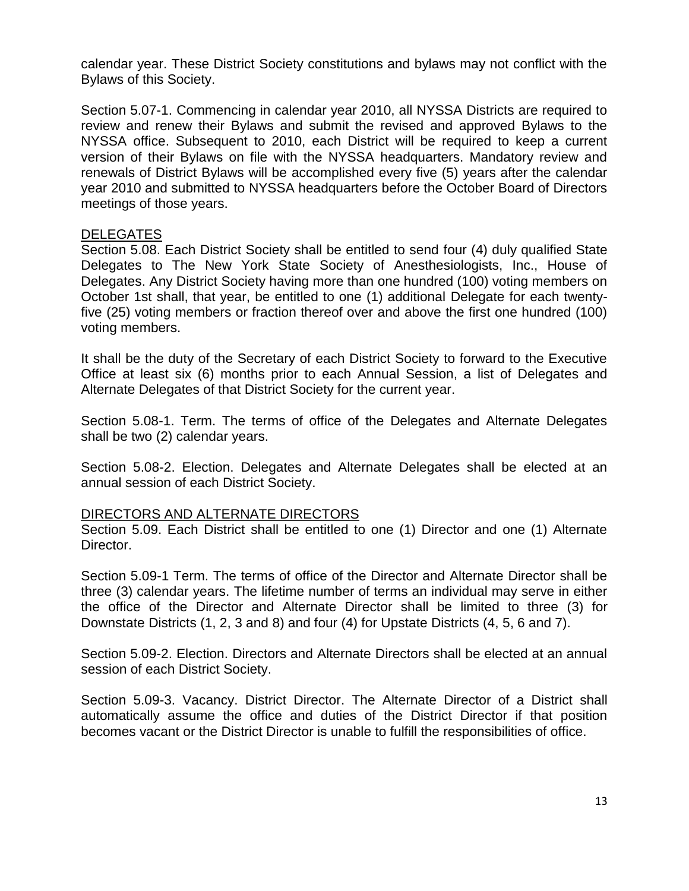calendar year. These District Society constitutions and bylaws may not conflict with the Bylaws of this Society.

Section 5.07-1. Commencing in calendar year 2010, all NYSSA Districts are required to review and renew their Bylaws and submit the revised and approved Bylaws to the NYSSA office. Subsequent to 2010, each District will be required to keep a current version of their Bylaws on file with the NYSSA headquarters. Mandatory review and renewals of District Bylaws will be accomplished every five (5) years after the calendar year 2010 and submitted to NYSSA headquarters before the October Board of Directors meetings of those years.

<u>DELEGATES</u>

Section 5.08. Each District Society shall be entitled to send four (4) duly qualified State Delegates to The New York State Society of Anesthesiologists, Inc., House of Delegates. Any District Society having more than one hundred (100) voting members on October 1st shall, that year, be entitled to one (1) additional Delegate for each twenty-five (25) voting members or fraction thereof over and above the first one hundred (100) voting members.

It shall be the duty of the Secretary of each District Society to forward to the Executive Office at least six (6) months prior to each Annual Session, a list of Delegates and Alternate Delegates of that District Society for the current year.

Section 5.08-1. Term. The terms of office of the Delegates and Alternate Delegates shall be two (2) calendar years.

Section 5.08-2. Election. Delegates and Alternate Delegates shall be elected at an annual session of each District Society.

<u>DIRECTORS AND ALTERNATE DIRECTORS</u>

Section 5.09. Each District shall be entitled to one (1) Director and one (1) Alternate Director.

Section 5.09-1 Term. The terms of office of the Director and Alternate Director shall be three (3) calendar years. The lifetime number of terms an individual may serve in either the office of the Director and Alternate Director shall be limited to three (3) for Downstate Districts (1, 2, 3 and 8) and four (4) for Upstate Districts (4, 5, 6 and 7).

Section 5.09-2. Election. Directors and Alternate Directors shall be elected at an annual session of each District Society.

Section 5.09-3. Vacancy. District Director. The Alternate Director of a District shall automatically assume the office and duties of the District Director if that position becomes vacant or the District Director is unable to fulfill the responsibilities of office.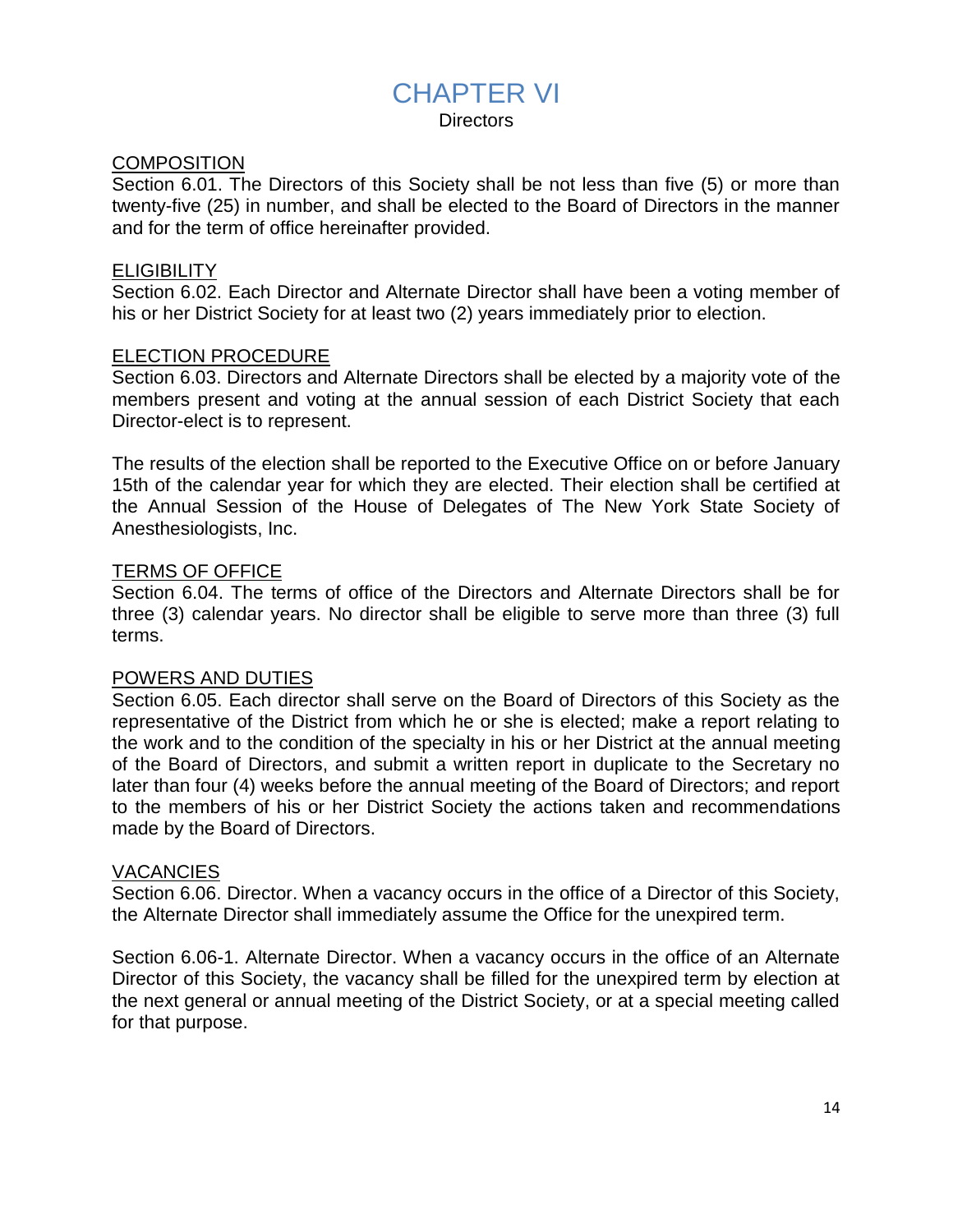# CHAPTER VI

## Directors

### COMPOSITION

Section 6.01. The Directors of this Society shall be not less than five (5) or more than twenty-five (25) in number, and shall be elected to the Board of Directors in the manner and for the term of office hereinafter provided.

### ELIGIBILITY

Section 6.02. Each Director and Alternate Director shall have been a voting member of his or her District Society for at least two (2) years immediately prior to election.

### ELECTION PROCEDURE

Section 6.03. Directors and Alternate Directors shall be elected by a majority vote of the members present and voting at the annual session of each District Society that each Director-elect is to represent.

The results of the election shall be reported to the Executive Office on or before January 15th of the calendar year for which they are elected. Their election shall be certified at the Annual Session of the House of Delegates of The New York State Society of Anesthesiologists, Inc.

### TERMS OF OFFICE

Section 6.04. The terms of office of the Directors and Alternate Directors shall be for three (3) calendar years. No director shall be eligible to serve more than three (3) full terms.

### POWERS AND DUTIES

Section 6.05. Each director shall serve on the Board of Directors of this Society as the representative of the District from which he or she is elected; make a report relating to the work and to the condition of the specialty in his or her District at the annual meeting of the Board of Directors, and submit a written report in duplicate to the Secretary no later than four (4) weeks before the annual meeting of the Board of Directors; and report to the members of his or her District Society the actions taken and recommendations made by the Board of Directors.

### VACANCIES

Section 6.06. Director. When a vacancy occurs in the office of a Director of this Society, the Alternate Director shall immediately assume the Office for the unexpired term.

Section 6.06-1. Alternate Director. When a vacancy occurs in the office of an Alternate Director of this Society, the vacancy shall be filled for the unexpired term by election at the next general or annual meeting of the District Society, or at a special meeting called for that purpose.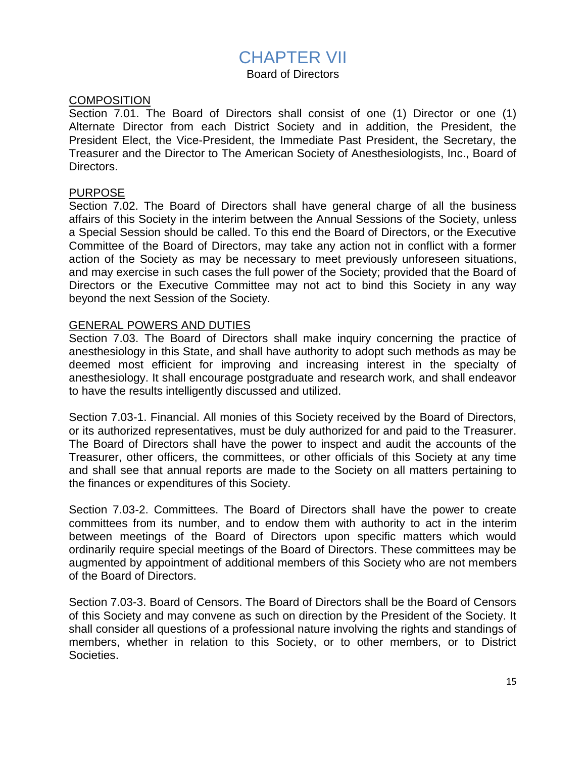# CHAPTER VII

Board of Directors

## COMPOSITION

Section 7.01. The Board of Directors shall consist of one (1) Director or one (1) Alternate Director from each District Society and in addition, the President, the President Elect, the Vice-President, the Immediate Past President, the Secretary, the Treasurer and the Director to The American Society of Anesthesiologists, Inc., Board of Directors.

## PURPOSE

Section 7.02. The Board of Directors shall have general charge of all the business affairs of this Society in the interim between the Annual Sessions of the Society, unless a Special Session should be called. To this end the Board of Directors, or the Executive Committee of the Board of Directors, may take any action not in conflict with a former action of the Society as may be necessary to meet previously unforeseen situations, and may exercise in such cases the full power of the Society; provided that the Board of Directors or the Executive Committee may not act to bind this Society in any way beyond the next Session of the Society.

## GENERAL POWERS AND DUTIES

Section 7.03. The Board of Directors shall make inquiry concerning the practice of anesthesiology in this State, and shall have authority to adopt such methods as may be deemed most efficient for improving and increasing interest in the specialty of anesthesiology. It shall encourage postgraduate and research work, and shall endeavor to have the results intelligently discussed and utilized.

Section 7.03-1. Financial. All monies of this Society received by the Board of Directors, or its authorized representatives, must be duly authorized for and paid to the Treasurer. The Board of Directors shall have the power to inspect and audit the accounts of the Treasurer, other officers, the committees, or other officials of this Society at any time and shall see that annual reports are made to the Society on all matters pertaining to the finances or expenditures of this Society.

Section 7.03-2. Committees. The Board of Directors shall have the power to create committees from its number, and to endow them with authority to act in the interim between meetings of the Board of Directors upon specific matters which would ordinarily require special meetings of the Board of Directors. These committees may be augmented by appointment of additional members of this Society who are not members of the Board of Directors.

Section 7.03-3. Board of Censors. The Board of Directors shall be the Board of Censors of this Society and may convene as such on direction by the President of the Society. It shall consider all questions of a professional nature involving the rights and standings of members, whether in relation to this Society, or to other members, or to District Societies.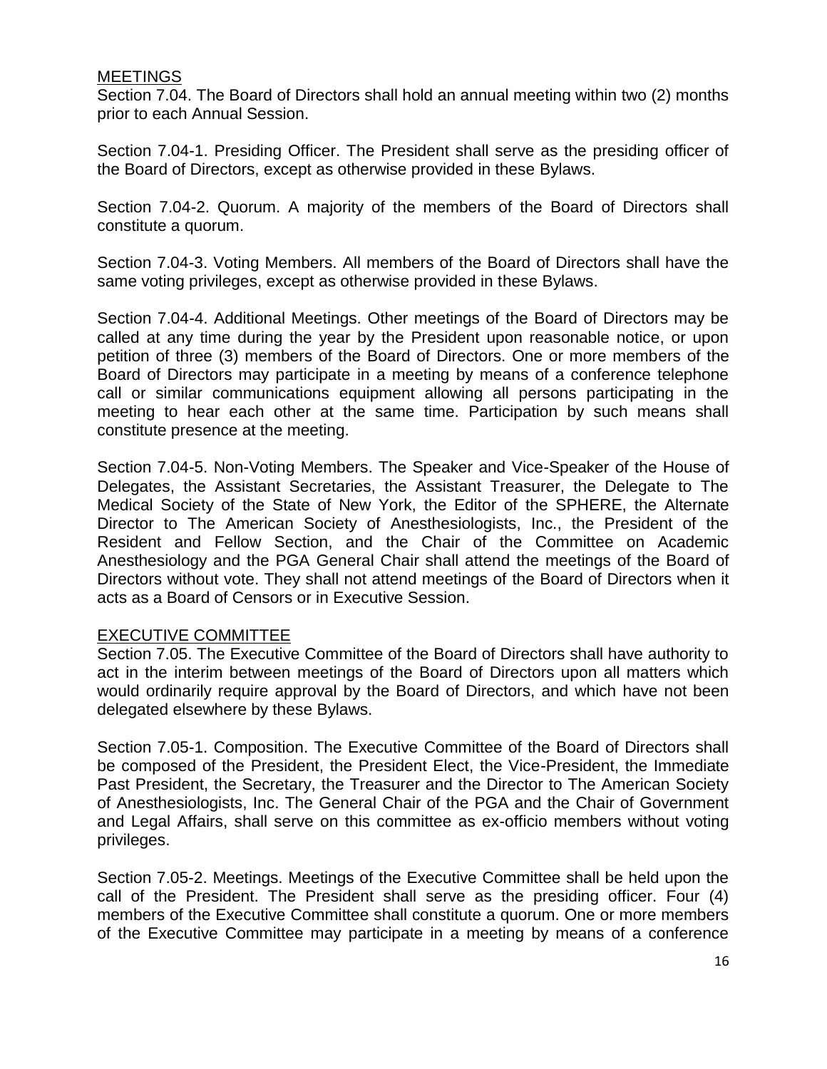## MEETINGS

Section 7.04. The Board of Directors shall hold an annual meeting within two (2) months prior to each Annual Session.

Section 7.04-1. Presiding Officer. The President shall serve as the presiding officer of the Board of Directors, except as otherwise provided in these Bylaws.

Section 7.04-2. Quorum. A majority of the members of the Board of Directors shall constitute a quorum.

Section 7.04-3. Voting Members. All members of the Board of Directors shall have the same voting privileges, except as otherwise provided in these Bylaws.

Section 7.04-4. Additional Meetings. Other meetings of the Board of Directors may be called at any time during the year by the President upon reasonable notice, or upon petition of three (3) members of the Board of Directors. One or more members of the Board of Directors may participate in a meeting by means of a conference telephone call or similar communications equipment allowing all persons participating in the meeting to hear each other at the same time. Participation by such means shall constitute presence at the meeting.

Section 7.04-5. Non-Voting Members. The Speaker and Vice-Speaker of the House of Delegates, the Assistant Secretaries, the Assistant Treasurer, the Delegate to The Medical Society of the State of New York, the Editor of the SPHERE, the Alternate Director to The American Society of Anesthesiologists, Inc., the President of the Resident and Fellow Section, and the Chair of the Committee on Academic Anesthesiology and the PGA General Chair shall attend the meetings of the Board of Directors without vote. They shall not attend meetings of the Board of Directors when it acts as a Board of Censors or in Executive Session.

## EXECUTIVE COMMITTEE

Section 7.05. The Executive Committee of the Board of Directors shall have authority to act in the interim between meetings of the Board of Directors upon all matters which would ordinarily require approval by the Board of Directors, and which have not been delegated elsewhere by these Bylaws.

Section 7.05-1. Composition. The Executive Committee of the Board of Directors shall be composed of the President, the President Elect, the Vice-President, the Immediate Past President, the Secretary, the Treasurer and the Director to The American Society of Anesthesiologists, Inc. The General Chair of the PGA and the Chair of Government and Legal Affairs, shall serve on this committee as ex-officio members without voting privileges.

Section 7.05-2. Meetings. Meetings of the Executive Committee shall be held upon the call of the President. The President shall serve as the presiding officer. Four (4) members of the Executive Committee shall constitute a quorum. One or more members of the Executive Committee may participate in a meeting by means of a conference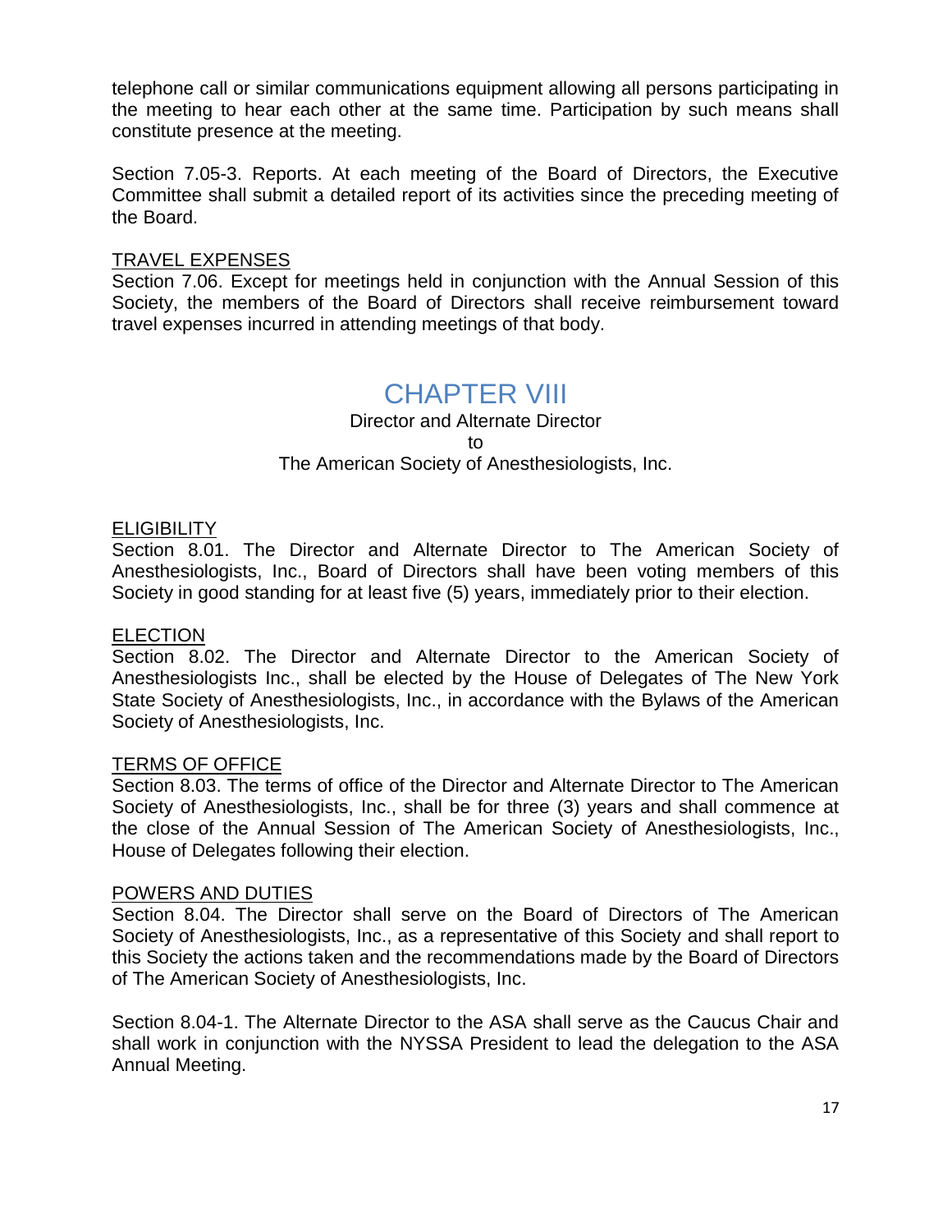telephone call or similar communications equipment allowing all persons participating in the meeting to hear each other at the same time. Participation by such means shall constitute presence at the meeting.

Section 7.05-3. Reports. At each meeting of the Board of Directors, the Executive Committee shall submit a detailed report of its activities since the preceding meeting of the Board.

<u>TRAVEL EXPENSES</u>

Section 7.06. Except for meetings held in conjunction with the Annual Session of this Society, the members of the Board of Directors shall receive reimbursement toward travel expenses incurred in attending meetings of that body.

# CHAPTER VIII

Director and Alternate Director
to
The American Society of Anesthesiologists, Inc.

<u>ELIGIBILITY</u>

Section 8.01. The Director and Alternate Director to The American Society of Anesthesiologists, Inc., Board of Directors shall have been voting members of this Society in good standing for at least five (5) years, immediately prior to their election.

<u>ELECTION</u>

Section 8.02. The Director and Alternate Director to the American Society of Anesthesiologists Inc., shall be elected by the House of Delegates of The New York State Society of Anesthesiologists, Inc., in accordance with the Bylaws of the American Society of Anesthesiologists, Inc.

<u>TERMS OF OFFICE</u>

Section 8.03. The terms of office of the Director and Alternate Director to The American Society of Anesthesiologists, Inc., shall be for three (3) years and shall commence at the close of the Annual Session of The American Society of Anesthesiologists, Inc., House of Delegates following their election.

<u>POWERS AND DUTIES</u>

Section 8.04. The Director shall serve on the Board of Directors of The American Society of Anesthesiologists, Inc., as a representative of this Society and shall report to this Society the actions taken and the recommendations made by the Board of Directors of The American Society of Anesthesiologists, Inc.

Section 8.04-1. The Alternate Director to the ASA shall serve as the Caucus Chair and shall work in conjunction with the NYSSA President to lead the delegation to the ASA Annual Meeting.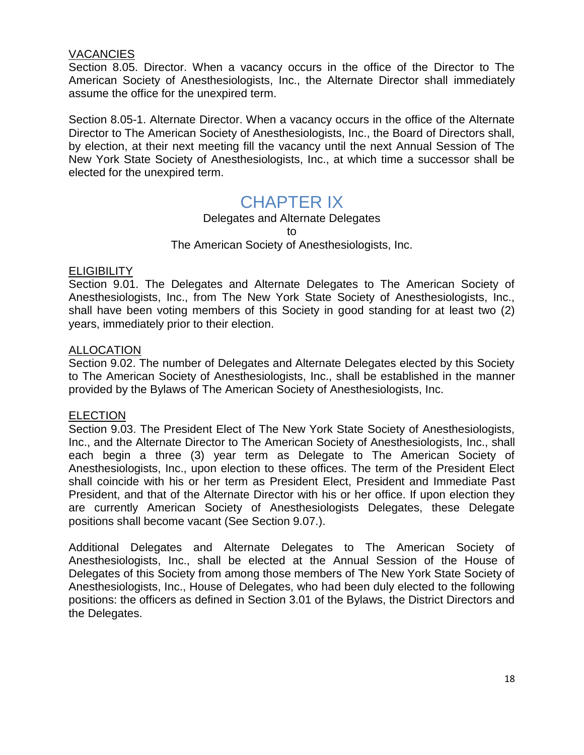<u>VACANCIES</u>

Section 8.05. Director. When a vacancy occurs in the office of the Director to The American Society of Anesthesiologists, Inc., the Alternate Director shall immediately assume the office for the unexpired term.

Section 8.05-1. Alternate Director. When a vacancy occurs in the office of the Alternate Director to The American Society of Anesthesiologists, Inc., the Board of Directors shall, by election, at their next meeting fill the vacancy until the next Annual Session of The New York State Society of Anesthesiologists, Inc., at which time a successor shall be elected for the unexpired term.

# CHAPTER IX

Delegates and Alternate Delegates
to
The American Society of Anesthesiologists, Inc.

<u>ELIGIBILITY</u>

Section 9.01. The Delegates and Alternate Delegates to The American Society of Anesthesiologists, Inc., from The New York State Society of Anesthesiologists, Inc., shall have been voting members of this Society in good standing for at least two (2) years, immediately prior to their election.

<u>ALLOCATION</u>

Section 9.02. The number of Delegates and Alternate Delegates elected by this Society to The American Society of Anesthesiologists, Inc., shall be established in the manner provided by the Bylaws of The American Society of Anesthesiologists, Inc.

<u>ELECTION</u>

Section 9.03. The President Elect of The New York State Society of Anesthesiologists, Inc., and the Alternate Director to The American Society of Anesthesiologists, Inc., shall each begin a three (3) year term as Delegate to The American Society of Anesthesiologists, Inc., upon election to these offices. The term of the President Elect shall coincide with his or her term as President Elect, President and Immediate Past President, and that of the Alternate Director with his or her office. If upon election they are currently American Society of Anesthesiologists Delegates, these Delegate positions shall become vacant (See Section 9.07.).

Additional Delegates and Alternate Delegates to The American Society of Anesthesiologists, Inc., shall be elected at the Annual Session of the House of Delegates of this Society from among those members of The New York State Society of Anesthesiologists, Inc., House of Delegates, who had been duly elected to the following positions: the officers as defined in Section 3.01 of the Bylaws, the District Directors and the Delegates.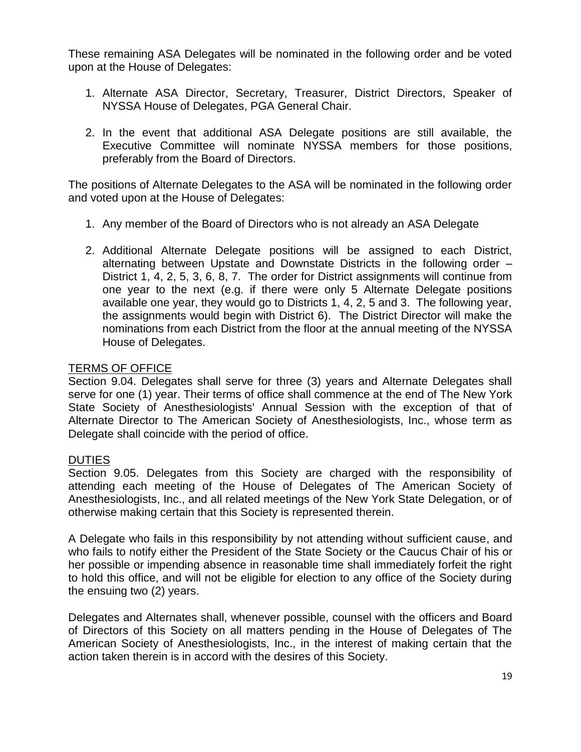These remaining ASA Delegates will be nominated in the following order and be voted upon at the House of Delegates:

1. Alternate ASA Director, Secretary, Treasurer, District Directors, Speaker of NYSSA House of Delegates, PGA General Chair.

2. In the event that additional ASA Delegate positions are still available, the Executive Committee will nominate NYSSA members for those positions, preferably from the Board of Directors.

The positions of Alternate Delegates to the ASA will be nominated in the following order and voted upon at the House of Delegates:

1. Any member of the Board of Directors who is not already an ASA Delegate

2. Additional Alternate Delegate positions will be assigned to each District, alternating between Upstate and Downstate Districts in the following order – District 1, 4, 2, 5, 3, 6, 8, 7. The order for District assignments will continue from one year to the next (e.g. if there were only 5 Alternate Delegate positions available one year, they would go to Districts 1, 4, 2, 5 and 3. The following year, the assignments would begin with District 6). The District Director will make the nominations from each District from the floor at the annual meeting of the NYSSA House of Delegates.

<u>TERMS OF OFFICE</u>

Section 9.04. Delegates shall serve for three (3) years and Alternate Delegates shall serve for one (1) year. Their terms of office shall commence at the end of The New York State Society of Anesthesiologists' Annual Session with the exception of that of Alternate Director to The American Society of Anesthesiologists, Inc., whose term as Delegate shall coincide with the period of office.

<u>DUTIES</u>

Section 9.05. Delegates from this Society are charged with the responsibility of attending each meeting of the House of Delegates of The American Society of Anesthesiologists, Inc., and all related meetings of the New York State Delegation, or of otherwise making certain that this Society is represented therein.

A Delegate who fails in this responsibility by not attending without sufficient cause, and who fails to notify either the President of the State Society or the Caucus Chair of his or her possible or impending absence in reasonable time shall immediately forfeit the right to hold this office, and will not be eligible for election to any office of the Society during the ensuing two (2) years.

Delegates and Alternates shall, whenever possible, counsel with the officers and Board of Directors of this Society on all matters pending in the House of Delegates of The American Society of Anesthesiologists, Inc., in the interest of making certain that the action taken therein is in accord with the desires of this Society.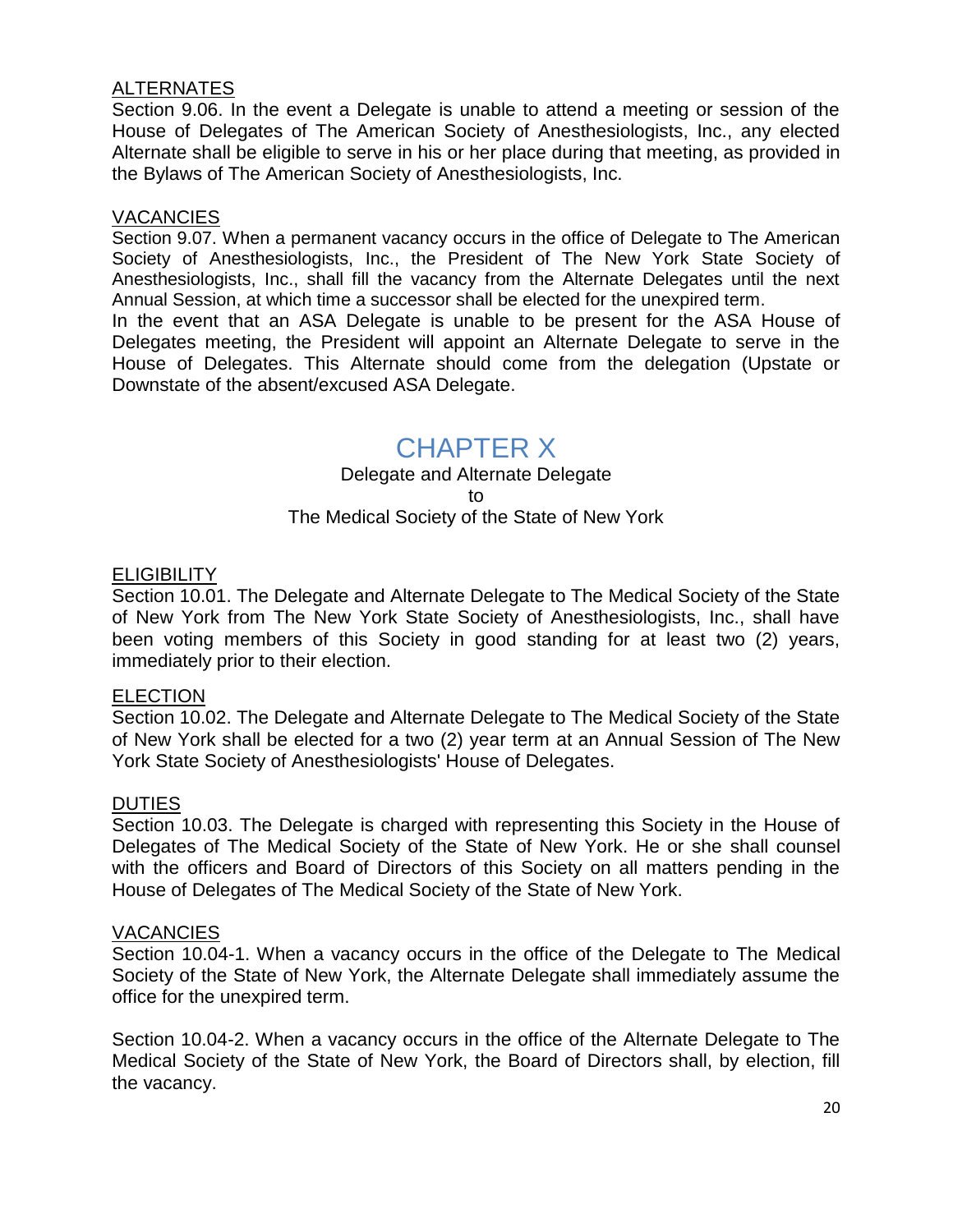<u>ALTERNATES</u>

Section 9.06. In the event a Delegate is unable to attend a meeting or session of the House of Delegates of The American Society of Anesthesiologists, Inc., any elected Alternate shall be eligible to serve in his or her place during that meeting, as provided in the Bylaws of The American Society of Anesthesiologists, Inc.

<u>VACANCIES</u>

Section 9.07. When a permanent vacancy occurs in the office of Delegate to The American Society of Anesthesiologists, Inc., the President of The New York State Society of Anesthesiologists, Inc., shall fill the vacancy from the Alternate Delegates until the next Annual Session, at which time a successor shall be elected for the unexpired term.

In the event that an ASA Delegate is unable to be present for the ASA House of Delegates meeting, the President will appoint an Alternate Delegate to serve in the House of Delegates. This Alternate should come from the delegation (Upstate or Downstate of the absent/excused ASA Delegate.

# CHAPTER X

Delegate and Alternate Delegate
to
The Medical Society of the State of New York

<u>ELIGIBILITY</u>

Section 10.01. The Delegate and Alternate Delegate to The Medical Society of the State of New York from The New York State Society of Anesthesiologists, Inc., shall have been voting members of this Society in good standing for at least two (2) years, immediately prior to their election.

<u>ELECTION</u>

Section 10.02. The Delegate and Alternate Delegate to The Medical Society of the State of New York shall be elected for a two (2) year term at an Annual Session of The New York State Society of Anesthesiologists' House of Delegates.

<u>DUTIES</u>

Section 10.03. The Delegate is charged with representing this Society in the House of Delegates of The Medical Society of the State of New York. He or she shall counsel with the officers and Board of Directors of this Society on all matters pending in the House of Delegates of The Medical Society of the State of New York.

<u>VACANCIES</u>

Section 10.04-1. When a vacancy occurs in the office of the Delegate to The Medical Society of the State of New York, the Alternate Delegate shall immediately assume the office for the unexpired term.

Section 10.04-2. When a vacancy occurs in the office of the Alternate Delegate to The Medical Society of the State of New York, the Board of Directors shall, by election, fill the vacancy.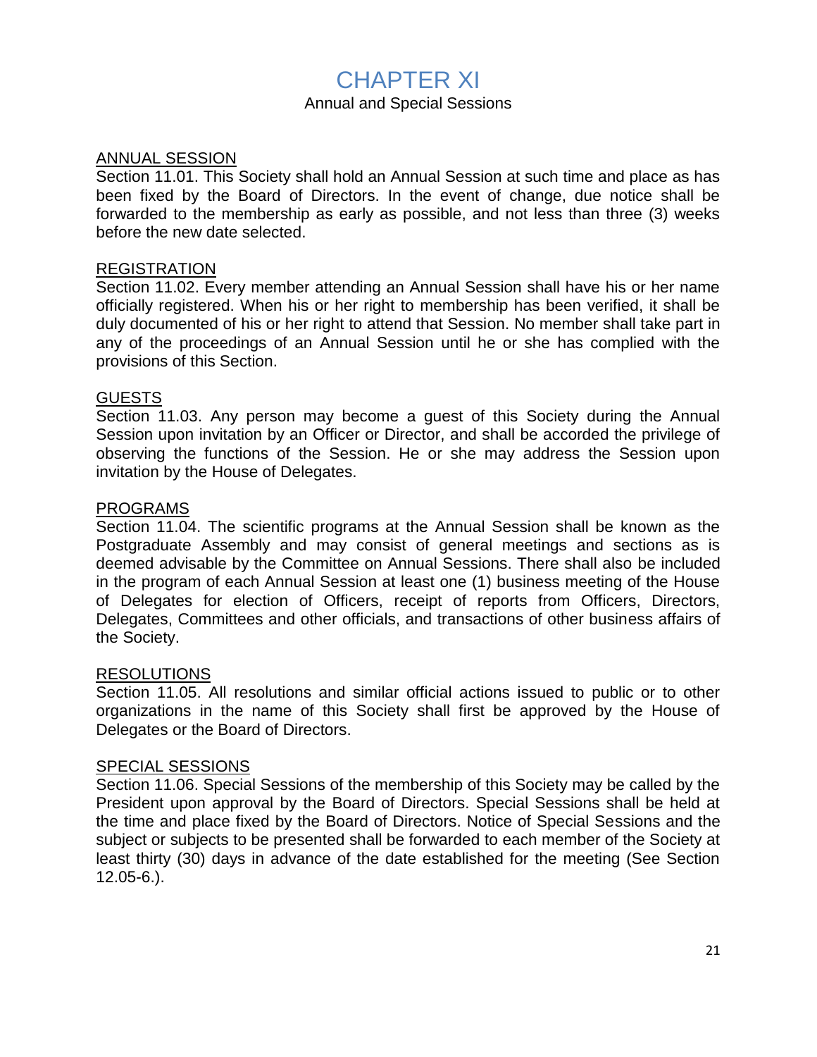# CHAPTER XI

Annual and Special Sessions

<u>ANNUAL SESSION</u>

Section 11.01. This Society shall hold an Annual Session at such time and place as has been fixed by the Board of Directors. In the event of change, due notice shall be forwarded to the membership as early as possible, and not less than three (3) weeks before the new date selected.

<u>REGISTRATION</u>

Section 11.02. Every member attending an Annual Session shall have his or her name officially registered. When his or her right to membership has been verified, it shall be duly documented of his or her right to attend that Session. No member shall take part in any of the proceedings of an Annual Session until he or she has complied with the provisions of this Section.

<u>GUESTS</u>

Section 11.03. Any person may become a guest of this Society during the Annual Session upon invitation by an Officer or Director, and shall be accorded the privilege of observing the functions of the Session. He or she may address the Session upon invitation by the House of Delegates.

<u>PROGRAMS</u>

Section 11.04. The scientific programs at the Annual Session shall be known as the Postgraduate Assembly and may consist of general meetings and sections as is deemed advisable by the Committee on Annual Sessions. There shall also be included in the program of each Annual Session at least one (1) business meeting of the House of Delegates for election of Officers, receipt of reports from Officers, Directors, Delegates, Committees and other officials, and transactions of other business affairs of the Society.

<u>RESOLUTIONS</u>

Section 11.05. All resolutions and similar official actions issued to public or to other organizations in the name of this Society shall first be approved by the House of Delegates or the Board of Directors.

<u>SPECIAL SESSIONS</u>

Section 11.06. Special Sessions of the membership of this Society may be called by the President upon approval by the Board of Directors. Special Sessions shall be held at the time and place fixed by the Board of Directors. Notice of Special Sessions and the subject or subjects to be presented shall be forwarded to each member of the Society at least thirty (30) days in advance of the date established for the meeting (See Section 12.05-6.).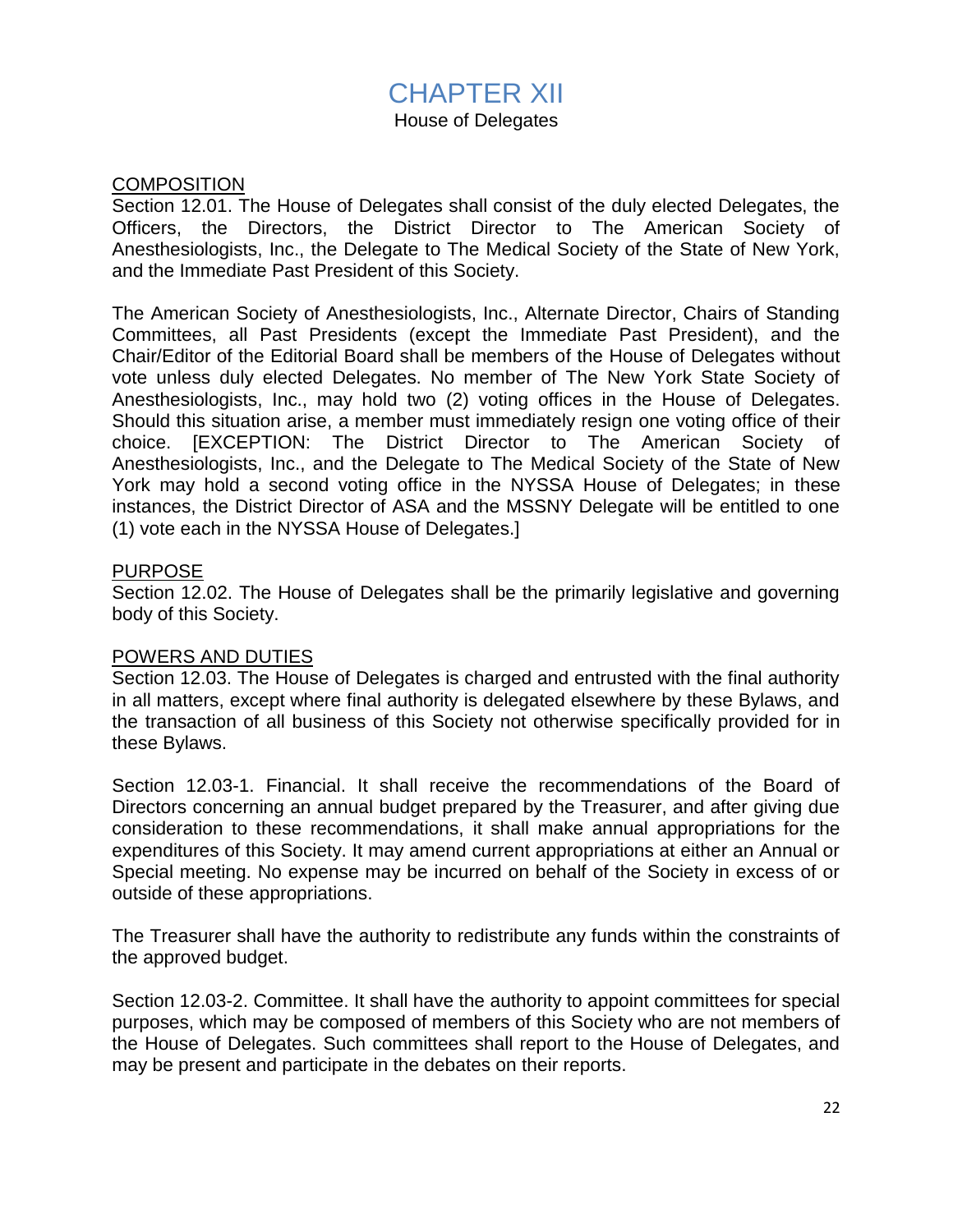# CHAPTER XII

## House of Delegates

<u>COMPOSITION</u>

Section 12.01. The House of Delegates shall consist of the duly elected Delegates, the Officers, the Directors, the District Director to The American Society of Anesthesiologists, Inc., the Delegate to The Medical Society of the State of New York, and the Immediate Past President of this Society.

The American Society of Anesthesiologists, Inc., Alternate Director, Chairs of Standing Committees, all Past Presidents (except the Immediate Past President), and the Chair/Editor of the Editorial Board shall be members of the House of Delegates without vote unless duly elected Delegates. No member of The New York State Society of Anesthesiologists, Inc., may hold two (2) voting offices in the House of Delegates. Should this situation arise, a member must immediately resign one voting office of their choice. [EXCEPTION: The District Director to The American Society of Anesthesiologists, Inc., and the Delegate to The Medical Society of the State of New York may hold a second voting office in the NYSSA House of Delegates; in these instances, the District Director of ASA and the MSSNY Delegate will be entitled to one (1) vote each in the NYSSA House of Delegates.]

<u>PURPOSE</u>

Section 12.02. The House of Delegates shall be the primarily legislative and governing body of this Society.

<u>POWERS AND DUTIES</u>

Section 12.03. The House of Delegates is charged and entrusted with the final authority in all matters, except where final authority is delegated elsewhere by these Bylaws, and the transaction of all business of this Society not otherwise specifically provided for in these Bylaws.

Section 12.03-1. Financial. It shall receive the recommendations of the Board of Directors concerning an annual budget prepared by the Treasurer, and after giving due consideration to these recommendations, it shall make annual appropriations for the expenditures of this Society. It may amend current appropriations at either an Annual or Special meeting. No expense may be incurred on behalf of the Society in excess of or outside of these appropriations.

The Treasurer shall have the authority to redistribute any funds within the constraints of the approved budget.

Section 12.03-2. Committee. It shall have the authority to appoint committees for special purposes, which may be composed of members of this Society who are not members of the House of Delegates. Such committees shall report to the House of Delegates, and may be present and participate in the debates on their reports.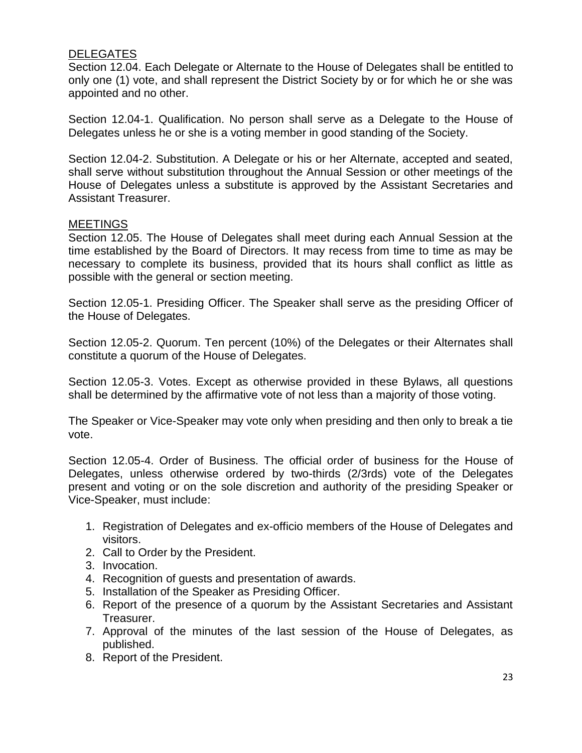<u>DELEGATES</u>

Section 12.04. Each Delegate or Alternate to the House of Delegates shall be entitled to only one (1) vote, and shall represent the District Society by or for which he or she was appointed and no other.

Section 12.04-1. Qualification. No person shall serve as a Delegate to the House of Delegates unless he or she is a voting member in good standing of the Society.

Section 12.04-2. Substitution. A Delegate or his or her Alternate, accepted and seated, shall serve without substitution throughout the Annual Session or other meetings of the House of Delegates unless a substitute is approved by the Assistant Secretaries and Assistant Treasurer.

<u>MEETINGS</u>

Section 12.05. The House of Delegates shall meet during each Annual Session at the time established by the Board of Directors. It may recess from time to time as may be necessary to complete its business, provided that its hours shall conflict as little as possible with the general or section meeting.

Section 12.05-1. Presiding Officer. The Speaker shall serve as the presiding Officer of the House of Delegates.

Section 12.05-2. Quorum. Ten percent (10%) of the Delegates or their Alternates shall constitute a quorum of the House of Delegates.

Section 12.05-3. Votes. Except as otherwise provided in these Bylaws, all questions shall be determined by the affirmative vote of not less than a majority of those voting.

The Speaker or Vice-Speaker may vote only when presiding and then only to break a tie vote.

Section 12.05-4. Order of Business. The official order of business for the House of Delegates, unless otherwise ordered by two-thirds (2/3rds) vote of the Delegates present and voting or on the sole discretion and authority of the presiding Speaker or Vice-Speaker, must include:

1. Registration of Delegates and ex-officio members of the House of Delegates and visitors.
2. Call to Order by the President.
3. Invocation.
4. Recognition of guests and presentation of awards.
5. Installation of the Speaker as Presiding Officer.
6. Report of the presence of a quorum by the Assistant Secretaries and Assistant Treasurer.
7. Approval of the minutes of the last session of the House of Delegates, as published.
8. Report of the President.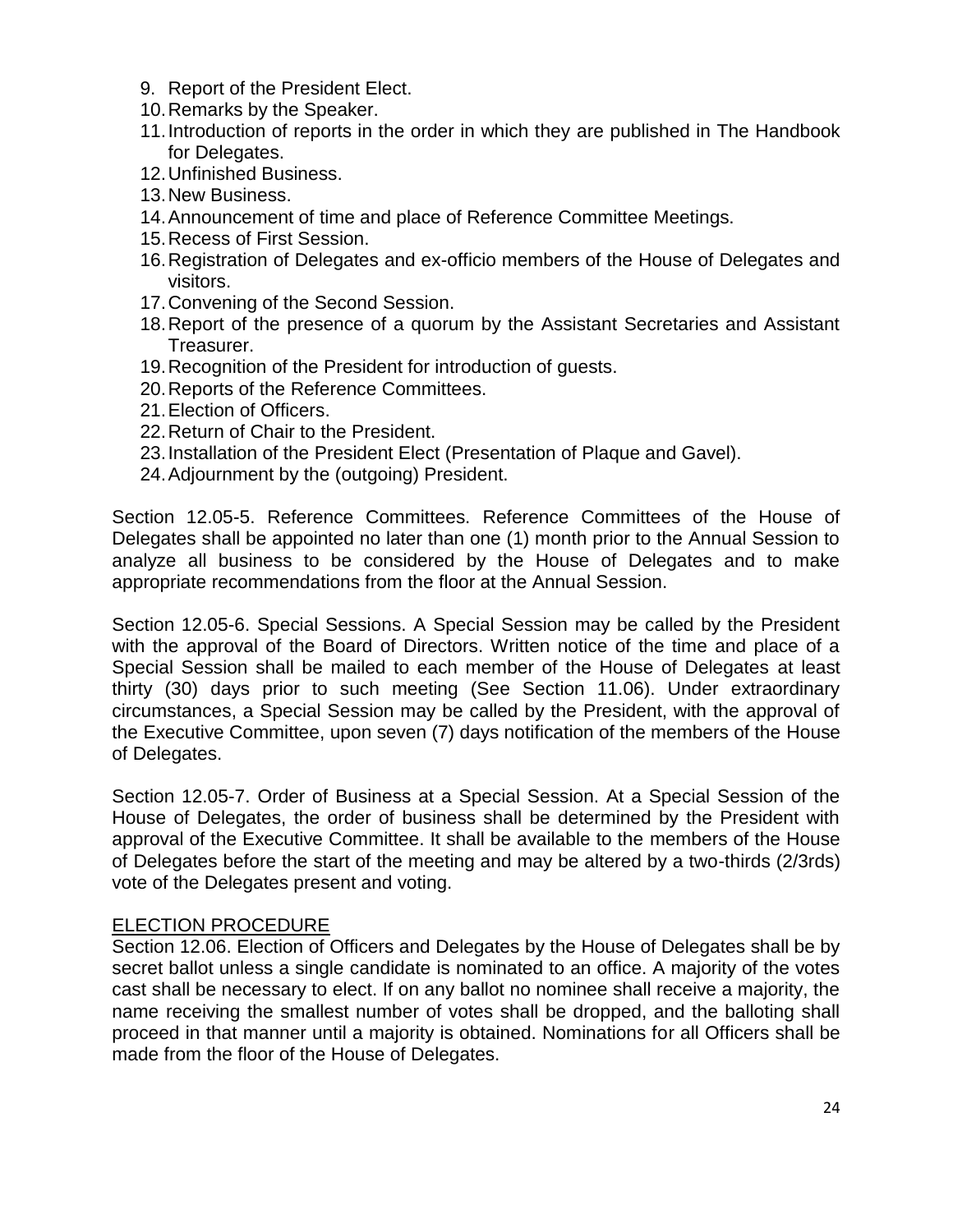9. Report of the President Elect.
10. Remarks by the Speaker.
11. Introduction of reports in the order in which they are published in The Handbook for Delegates.
12. Unfinished Business.
13. New Business.
14. Announcement of time and place of Reference Committee Meetings.
15. Recess of First Session.
16. Registration of Delegates and ex-officio members of the House of Delegates and visitors.
17. Convening of the Second Session.
18. Report of the presence of a quorum by the Assistant Secretaries and Assistant Treasurer.
19. Recognition of the President for introduction of guests.
20. Reports of the Reference Committees.
21. Election of Officers.
22. Return of Chair to the President.
23. Installation of the President Elect (Presentation of Plaque and Gavel).
24. Adjournment by the (outgoing) President.

Section 12.05-5. Reference Committees. Reference Committees of the House of Delegates shall be appointed no later than one (1) month prior to the Annual Session to analyze all business to be considered by the House of Delegates and to make appropriate recommendations from the floor at the Annual Session.

Section 12.05-6. Special Sessions. A Special Session may be called by the President with the approval of the Board of Directors. Written notice of the time and place of a Special Session shall be mailed to each member of the House of Delegates at least thirty (30) days prior to such meeting (See Section 11.06). Under extraordinary circumstances, a Special Session may be called by the President, with the approval of the Executive Committee, upon seven (7) days notification of the members of the House of Delegates.

Section 12.05-7. Order of Business at a Special Session. At a Special Session of the House of Delegates, the order of business shall be determined by the President with approval of the Executive Committee. It shall be available to the members of the House of Delegates before the start of the meeting and may be altered by a two-thirds (2/3rds) vote of the Delegates present and voting.

<u>ELECTION PROCEDURE</u>

Section 12.06. Election of Officers and Delegates by the House of Delegates shall be by secret ballot unless a single candidate is nominated to an office. A majority of the votes cast shall be necessary to elect. If on any ballot no nominee shall receive a majority, the name receiving the smallest number of votes shall be dropped, and the balloting shall proceed in that manner until a majority is obtained. Nominations for all Officers shall be made from the floor of the House of Delegates.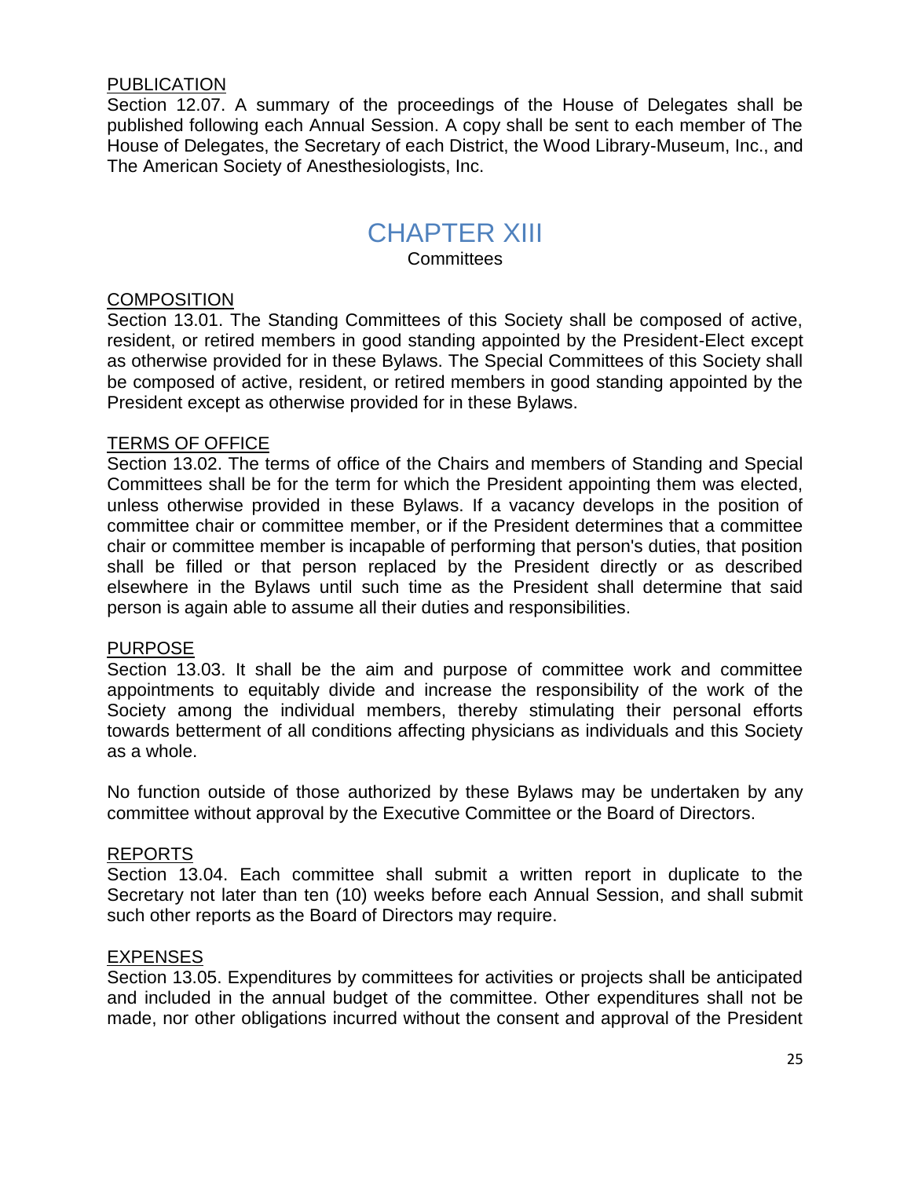PUBLICATION

Section 12.07. A summary of the proceedings of the House of Delegates shall be published following each Annual Session. A copy shall be sent to each member of The House of Delegates, the Secretary of each District, the Wood Library-Museum, Inc., and The American Society of Anesthesiologists, Inc.

# CHAPTER XIII

Committees

COMPOSITION

Section 13.01. The Standing Committees of this Society shall be composed of active, resident, or retired members in good standing appointed by the President-Elect except as otherwise provided for in these Bylaws. The Special Committees of this Society shall be composed of active, resident, or retired members in good standing appointed by the President except as otherwise provided for in these Bylaws.

TERMS OF OFFICE

Section 13.02. The terms of office of the Chairs and members of Standing and Special Committees shall be for the term for which the President appointing them was elected, unless otherwise provided in these Bylaws. If a vacancy develops in the position of committee chair or committee member, or if the President determines that a committee chair or committee member is incapable of performing that person's duties, that position shall be filled or that person replaced by the President directly or as described elsewhere in the Bylaws until such time as the President shall determine that said person is again able to assume all their duties and responsibilities.

PURPOSE

Section 13.03. It shall be the aim and purpose of committee work and committee appointments to equitably divide and increase the responsibility of the work of the Society among the individual members, thereby stimulating their personal efforts towards betterment of all conditions affecting physicians as individuals and this Society as a whole.

No function outside of those authorized by these Bylaws may be undertaken by any committee without approval by the Executive Committee or the Board of Directors.

REPORTS

Section 13.04. Each committee shall submit a written report in duplicate to the Secretary not later than ten (10) weeks before each Annual Session, and shall submit such other reports as the Board of Directors may require.

EXPENSES

Section 13.05. Expenditures by committees for activities or projects shall be anticipated and included in the annual budget of the committee. Other expenditures shall not be made, nor other obligations incurred without the consent and approval of the President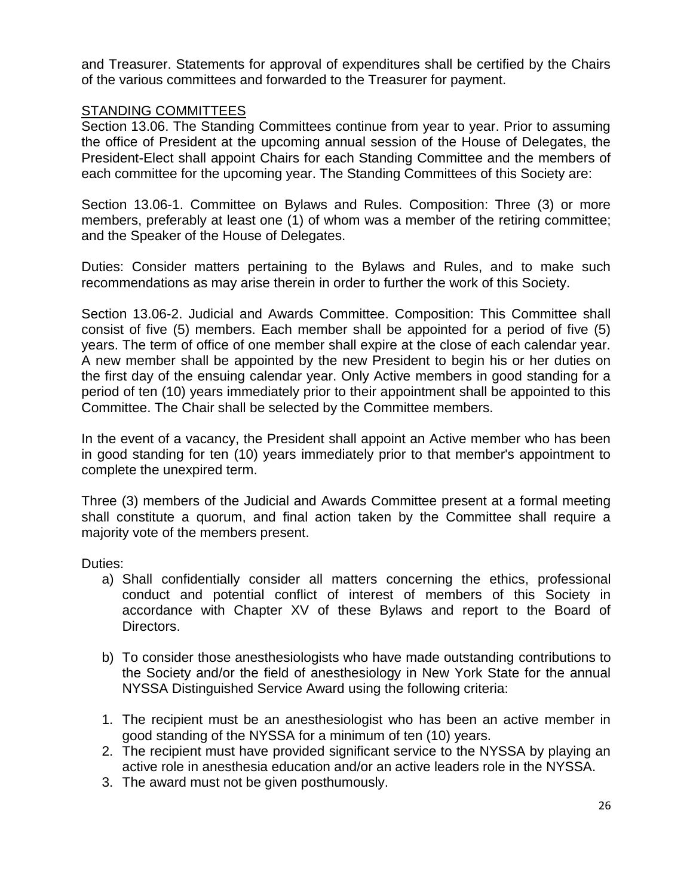and Treasurer. Statements for approval of expenditures shall be certified by the Chairs of the various committees and forwarded to the Treasurer for payment.

## STANDING COMMITTEES

Section 13.06. The Standing Committees continue from year to year. Prior to assuming the office of President at the upcoming annual session of the House of Delegates, the President-Elect shall appoint Chairs for each Standing Committee and the members of each committee for the upcoming year. The Standing Committees of this Society are:

Section 13.06-1. Committee on Bylaws and Rules. Composition: Three (3) or more members, preferably at least one (1) of whom was a member of the retiring committee; and the Speaker of the House of Delegates.

Duties: Consider matters pertaining to the Bylaws and Rules, and to make such recommendations as may arise therein in order to further the work of this Society.

Section 13.06-2. Judicial and Awards Committee. Composition: This Committee shall consist of five (5) members. Each member shall be appointed for a period of five (5) years. The term of office of one member shall expire at the close of each calendar year. A new member shall be appointed by the new President to begin his or her duties on the first day of the ensuing calendar year. Only Active members in good standing for a period of ten (10) years immediately prior to their appointment shall be appointed to this Committee. The Chair shall be selected by the Committee members.

In the event of a vacancy, the President shall appoint an Active member who has been in good standing for ten (10) years immediately prior to that member's appointment to complete the unexpired term.

Three (3) members of the Judicial and Awards Committee present at a formal meeting shall constitute a quorum, and final action taken by the Committee shall require a majority vote of the members present.

Duties:

a) Shall confidentially consider all matters concerning the ethics, professional conduct and potential conflict of interest of members of this Society in accordance with Chapter XV of these Bylaws and report to the Board of Directors.

b) To consider those anesthesiologists who have made outstanding contributions to the Society and/or the field of anesthesiology in New York State for the annual NYSSA Distinguished Service Award using the following criteria:

1. The recipient must be an anesthesiologist who has been an active member in good standing of the NYSSA for a minimum of ten (10) years.
2. The recipient must have provided significant service to the NYSSA by playing an active role in anesthesia education and/or an active leaders role in the NYSSA.
3. The award must not be given posthumously.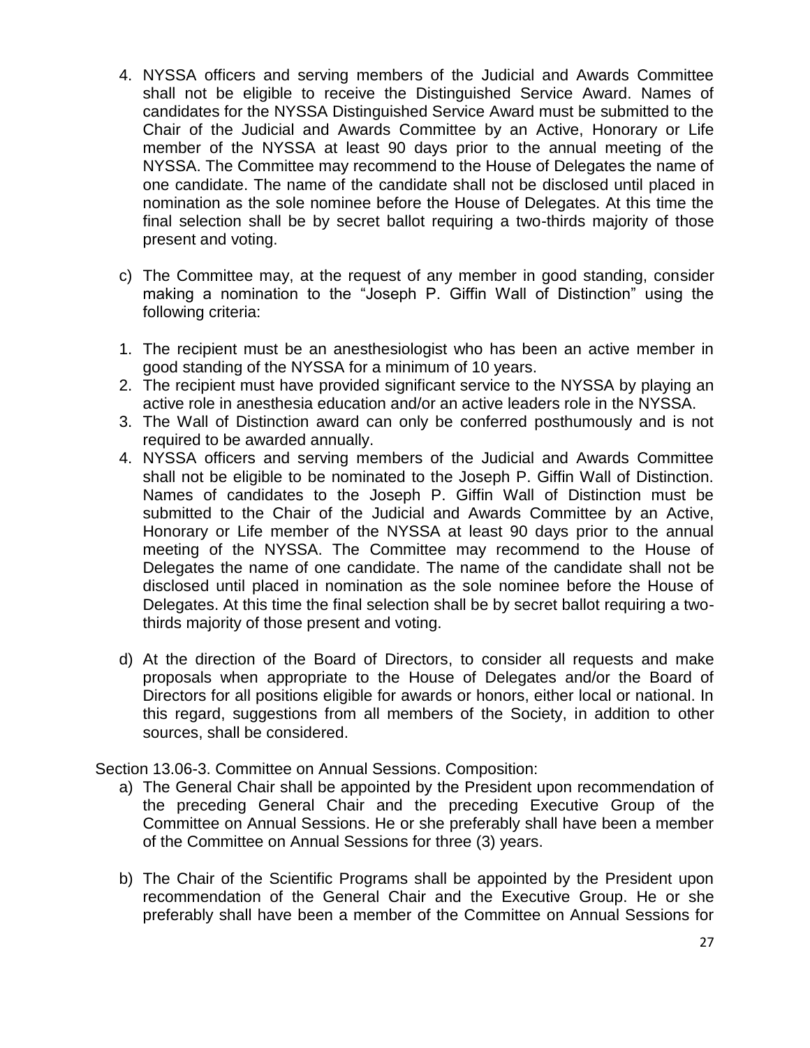4. NYSSA officers and serving members of the Judicial and Awards Committee shall not be eligible to receive the Distinguished Service Award. Names of candidates for the NYSSA Distinguished Service Award must be submitted to the Chair of the Judicial and Awards Committee by an Active, Honorary or Life member of the NYSSA at least 90 days prior to the annual meeting of the NYSSA. The Committee may recommend to the House of Delegates the name of one candidate. The name of the candidate shall not be disclosed until placed in nomination as the sole nominee before the House of Delegates. At this time the final selection shall be by secret ballot requiring a two-thirds majority of those present and voting.

c) The Committee may, at the request of any member in good standing, consider making a nomination to the "Joseph P. Giffin Wall of Distinction" using the following criteria:

1. The recipient must be an anesthesiologist who has been an active member in good standing of the NYSSA for a minimum of 10 years.
2. The recipient must have provided significant service to the NYSSA by playing an active role in anesthesia education and/or an active leaders role in the NYSSA.
3. The Wall of Distinction award can only be conferred posthumously and is not required to be awarded annually.
4. NYSSA officers and serving members of the Judicial and Awards Committee shall not be eligible to be nominated to the Joseph P. Giffin Wall of Distinction. Names of candidates to the Joseph P. Giffin Wall of Distinction must be submitted to the Chair of the Judicial and Awards Committee by an Active, Honorary or Life member of the NYSSA at least 90 days prior to the annual meeting of the NYSSA. The Committee may recommend to the House of Delegates the name of one candidate. The name of the candidate shall not be disclosed until placed in nomination as the sole nominee before the House of Delegates. At this time the final selection shall be by secret ballot requiring a two-thirds majority of those present and voting.

d) At the direction of the Board of Directors, to consider all requests and make proposals when appropriate to the House of Delegates and/or the Board of Directors for all positions eligible for awards or honors, either local or national. In this regard, suggestions from all members of the Society, in addition to other sources, shall be considered.

Section 13.06-3. Committee on Annual Sessions. Composition:

a) The General Chair shall be appointed by the President upon recommendation of the preceding General Chair and the preceding Executive Group of the Committee on Annual Sessions. He or she preferably shall have been a member of the Committee on Annual Sessions for three (3) years.

b) The Chair of the Scientific Programs shall be appointed by the President upon recommendation of the General Chair and the Executive Group. He or she preferably shall have been a member of the Committee on Annual Sessions for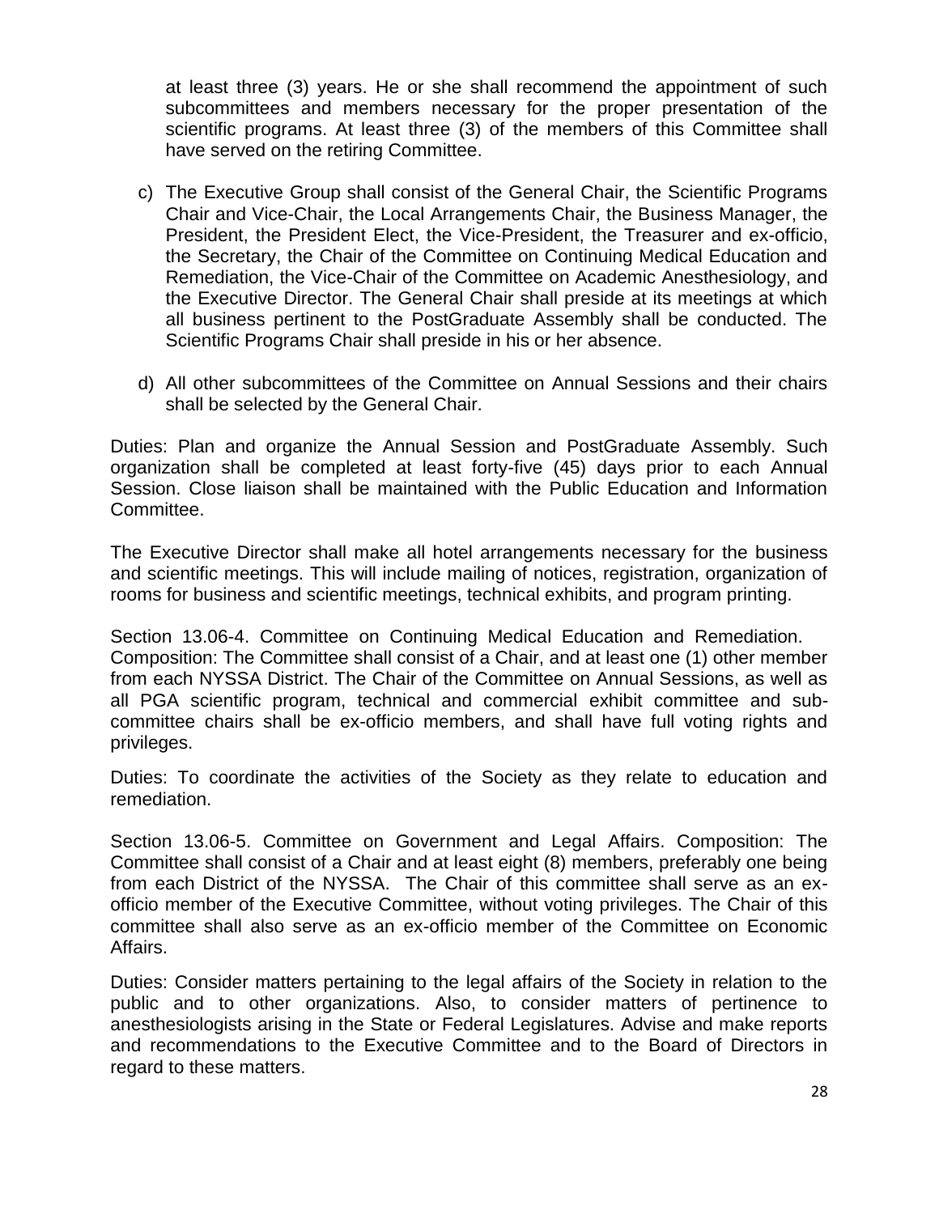at least three (3) years. He or she shall recommend the appointment of such subcommittees and members necessary for the proper presentation of the scientific programs. At least three (3) of the members of this Committee shall have served on the retiring Committee.

c) The Executive Group shall consist of the General Chair, the Scientific Programs Chair and Vice-Chair, the Local Arrangements Chair, the Business Manager, the President, the President Elect, the Vice-President, the Treasurer and ex-officio, the Secretary, the Chair of the Committee on Continuing Medical Education and Remediation, the Vice-Chair of the Committee on Academic Anesthesiology, and the Executive Director. The General Chair shall preside at its meetings at which all business pertinent to the PostGraduate Assembly shall be conducted. The Scientific Programs Chair shall preside in his or her absence.

d) All other subcommittees of the Committee on Annual Sessions and their chairs shall be selected by the General Chair.

Duties: Plan and organize the Annual Session and PostGraduate Assembly. Such organization shall be completed at least forty-five (45) days prior to each Annual Session. Close liaison shall be maintained with the Public Education and Information Committee.

The Executive Director shall make all hotel arrangements necessary for the business and scientific meetings. This will include mailing of notices, registration, organization of rooms for business and scientific meetings, technical exhibits, and program printing.

Section 13.06-4. Committee on Continuing Medical Education and Remediation. Composition: The Committee shall consist of a Chair, and at least one (1) other member from each NYSSA District. The Chair of the Committee on Annual Sessions, as well as all PGA scientific program, technical and commercial exhibit committee and sub-committee chairs shall be ex-officio members, and shall have full voting rights and privileges.

Duties: To coordinate the activities of the Society as they relate to education and remediation.

Section 13.06-5. Committee on Government and Legal Affairs. Composition: The Committee shall consist of a Chair and at least eight (8) members, preferably one being from each District of the NYSSA. The Chair of this committee shall serve as an ex-officio member of the Executive Committee, without voting privileges. The Chair of this committee shall also serve as an ex-officio member of the Committee on Economic Affairs.

Duties: Consider matters pertaining to the legal affairs of the Society in relation to the public and to other organizations. Also, to consider matters of pertinence to anesthesiologists arising in the State or Federal Legislatures. Advise and make reports and recommendations to the Executive Committee and to the Board of Directors in regard to these matters.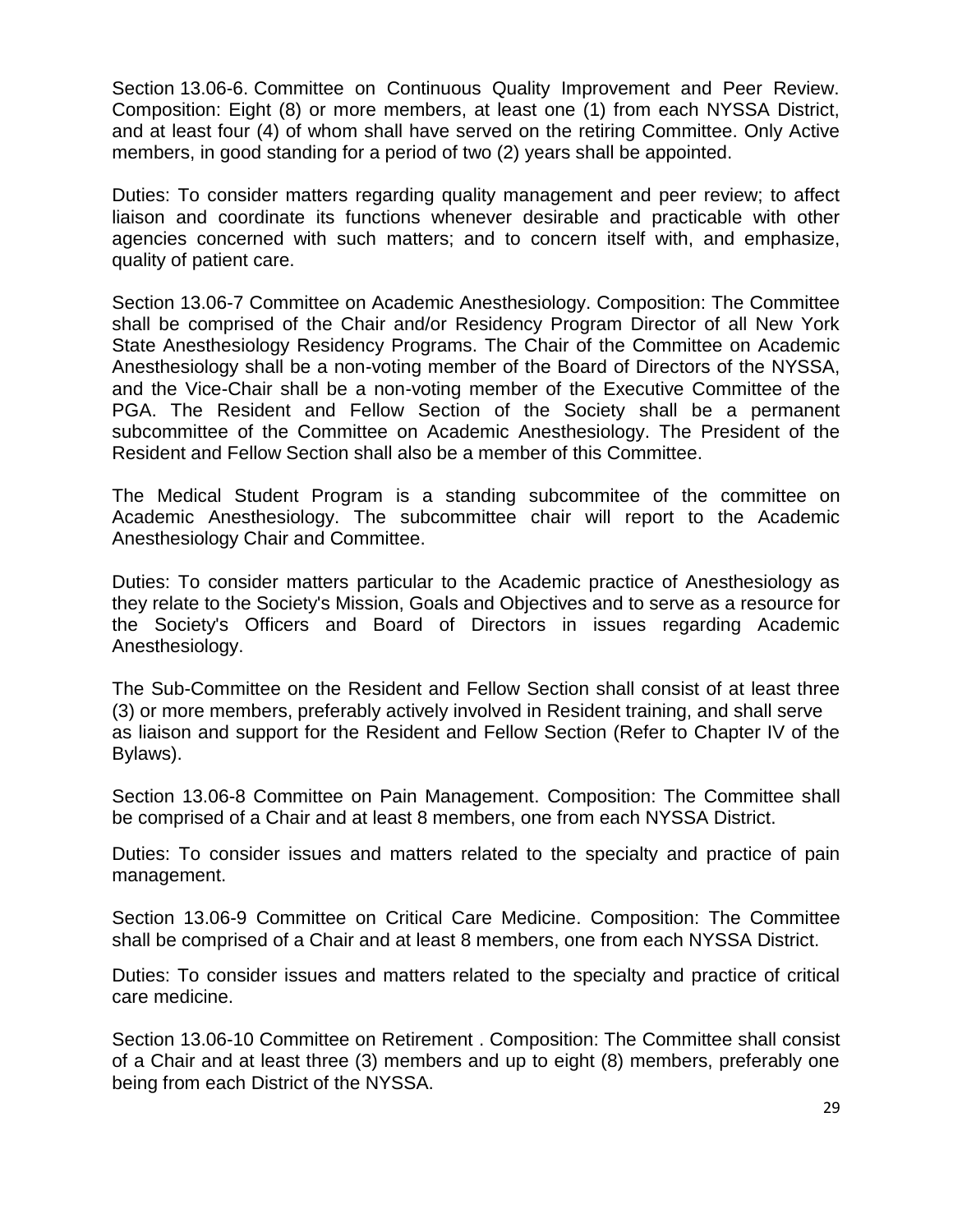Section 13.06-6. Committee on Continuous Quality Improvement and Peer Review. Composition: Eight (8) or more members, at least one (1) from each NYSSA District, and at least four (4) of whom shall have served on the retiring Committee. Only Active members, in good standing for a period of two (2) years shall be appointed.

Duties: To consider matters regarding quality management and peer review; to affect liaison and coordinate its functions whenever desirable and practicable with other agencies concerned with such matters; and to concern itself with, and emphasize, quality of patient care.

Section 13.06-7 Committee on Academic Anesthesiology. Composition: The Committee shall be comprised of the Chair and/or Residency Program Director of all New York State Anesthesiology Residency Programs. The Chair of the Committee on Academic Anesthesiology shall be a non-voting member of the Board of Directors of the NYSSA, and the Vice-Chair shall be a non-voting member of the Executive Committee of the PGA. The Resident and Fellow Section of the Society shall be a permanent subcommittee of the Committee on Academic Anesthesiology. The President of the Resident and Fellow Section shall also be a member of this Committee.

The Medical Student Program is a standing subcommitee of the committee on Academic Anesthesiology. The subcommittee chair will report to the Academic Anesthesiology Chair and Committee.

Duties: To consider matters particular to the Academic practice of Anesthesiology as they relate to the Society's Mission, Goals and Objectives and to serve as a resource for the Society's Officers and Board of Directors in issues regarding Academic Anesthesiology.

The Sub-Committee on the Resident and Fellow Section shall consist of at least three (3) or more members, preferably actively involved in Resident training, and shall serve as liaison and support for the Resident and Fellow Section (Refer to Chapter IV of the Bylaws).

Section 13.06-8 Committee on Pain Management. Composition: The Committee shall be comprised of a Chair and at least 8 members, one from each NYSSA District.

Duties: To consider issues and matters related to the specialty and practice of pain management.

Section 13.06-9 Committee on Critical Care Medicine. Composition: The Committee shall be comprised of a Chair and at least 8 members, one from each NYSSA District.

Duties: To consider issues and matters related to the specialty and practice of critical care medicine.

Section 13.06-10 Committee on Retirement . Composition: The Committee shall consist of a Chair and at least three (3) members and up to eight (8) members, preferably one being from each District of the NYSSA.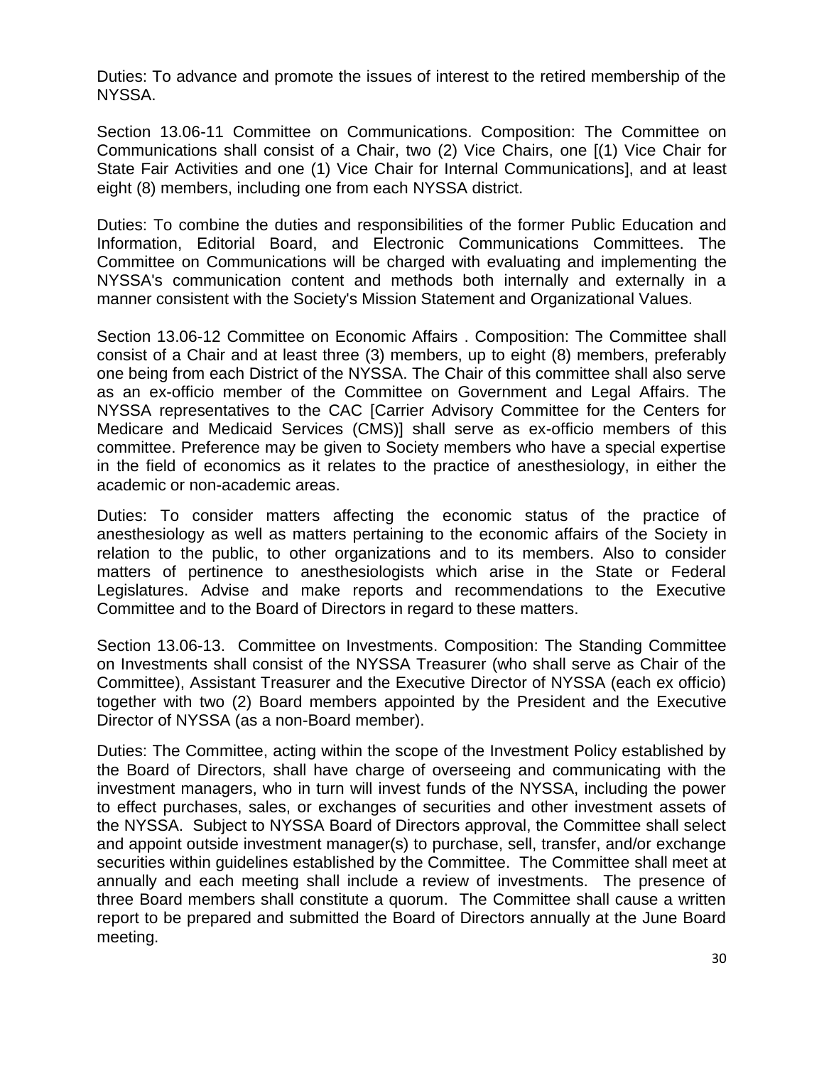Duties: To advance and promote the issues of interest to the retired membership of the NYSSA.

Section 13.06-11 Committee on Communications. Composition: The Committee on Communications shall consist of a Chair, two (2) Vice Chairs, one [(1) Vice Chair for State Fair Activities and one (1) Vice Chair for Internal Communications], and at least eight (8) members, including one from each NYSSA district.

Duties: To combine the duties and responsibilities of the former Public Education and Information, Editorial Board, and Electronic Communications Committees. The Committee on Communications will be charged with evaluating and implementing the NYSSA's communication content and methods both internally and externally in a manner consistent with the Society's Mission Statement and Organizational Values.

Section 13.06-12 Committee on Economic Affairs . Composition: The Committee shall consist of a Chair and at least three (3) members, up to eight (8) members, preferably one being from each District of the NYSSA. The Chair of this committee shall also serve as an ex-officio member of the Committee on Government and Legal Affairs. The NYSSA representatives to the CAC [Carrier Advisory Committee for the Centers for Medicare and Medicaid Services (CMS)] shall serve as ex-officio members of this committee. Preference may be given to Society members who have a special expertise in the field of economics as it relates to the practice of anesthesiology, in either the academic or non-academic areas.

Duties: To consider matters affecting the economic status of the practice of anesthesiology as well as matters pertaining to the economic affairs of the Society in relation to the public, to other organizations and to its members. Also to consider matters of pertinence to anesthesiologists which arise in the State or Federal Legislatures. Advise and make reports and recommendations to the Executive Committee and to the Board of Directors in regard to these matters.

Section 13.06-13. Committee on Investments. Composition: The Standing Committee on Investments shall consist of the NYSSA Treasurer (who shall serve as Chair of the Committee), Assistant Treasurer and the Executive Director of NYSSA (each ex officio) together with two (2) Board members appointed by the President and the Executive Director of NYSSA (as a non-Board member).

Duties: The Committee, acting within the scope of the Investment Policy established by the Board of Directors, shall have charge of overseeing and communicating with the investment managers, who in turn will invest funds of the NYSSA, including the power to effect purchases, sales, or exchanges of securities and other investment assets of the NYSSA. Subject to NYSSA Board of Directors approval, the Committee shall select and appoint outside investment manager(s) to purchase, sell, transfer, and/or exchange securities within guidelines established by the Committee. The Committee shall meet at annually and each meeting shall include a review of investments. The presence of three Board members shall constitute a quorum. The Committee shall cause a written report to be prepared and submitted the Board of Directors annually at the June Board meeting.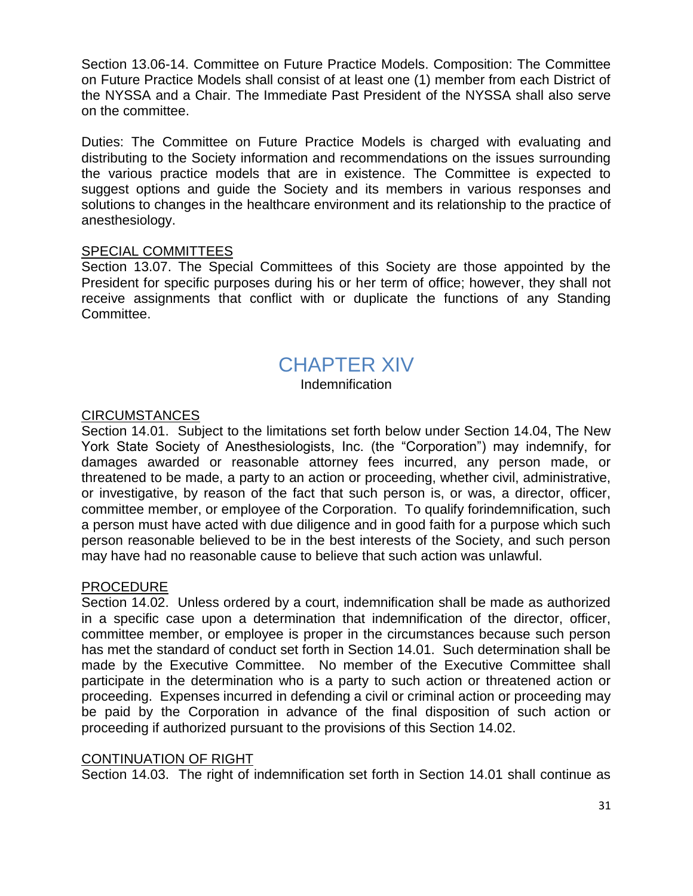Section 13.06-14. Committee on Future Practice Models. Composition: The Committee on Future Practice Models shall consist of at least one (1) member from each District of the NYSSA and a Chair. The Immediate Past President of the NYSSA shall also serve on the committee.

Duties: The Committee on Future Practice Models is charged with evaluating and distributing to the Society information and recommendations on the issues surrounding the various practice models that are in existence. The Committee is expected to suggest options and guide the Society and its members in various responses and solutions to changes in the healthcare environment and its relationship to the practice of anesthesiology.

<u>SPECIAL COMMITTEES</u>

Section 13.07. The Special Committees of this Society are those appointed by the President for specific purposes during his or her term of office; however, they shall not receive assignments that conflict with or duplicate the functions of any Standing Committee.

# CHAPTER XIV

Indemnification

<u>CIRCUMSTANCES</u>

Section 14.01. Subject to the limitations set forth below under Section 14.04, The New York State Society of Anesthesiologists, Inc. (the "Corporation") may indemnify, for damages awarded or reasonable attorney fees incurred, any person made, or threatened to be made, a party to an action or proceeding, whether civil, administrative, or investigative, by reason of the fact that such person is, or was, a director, officer, committee member, or employee of the Corporation. To qualify forindemnification, such a person must have acted with due diligence and in good faith for a purpose which such person reasonable believed to be in the best interests of the Society, and such person may have had no reasonable cause to believe that such action was unlawful.

<u>PROCEDURE</u>

Section 14.02. Unless ordered by a court, indemnification shall be made as authorized in a specific case upon a determination that indemnification of the director, officer, committee member, or employee is proper in the circumstances because such person has met the standard of conduct set forth in Section 14.01. Such determination shall be made by the Executive Committee. No member of the Executive Committee shall participate in the determination who is a party to such action or threatened action or proceeding. Expenses incurred in defending a civil or criminal action or proceeding may be paid by the Corporation in advance of the final disposition of such action or proceeding if authorized pursuant to the provisions of this Section 14.02.

<u>CONTINUATION OF RIGHT</u>

Section 14.03. The right of indemnification set forth in Section 14.01 shall continue as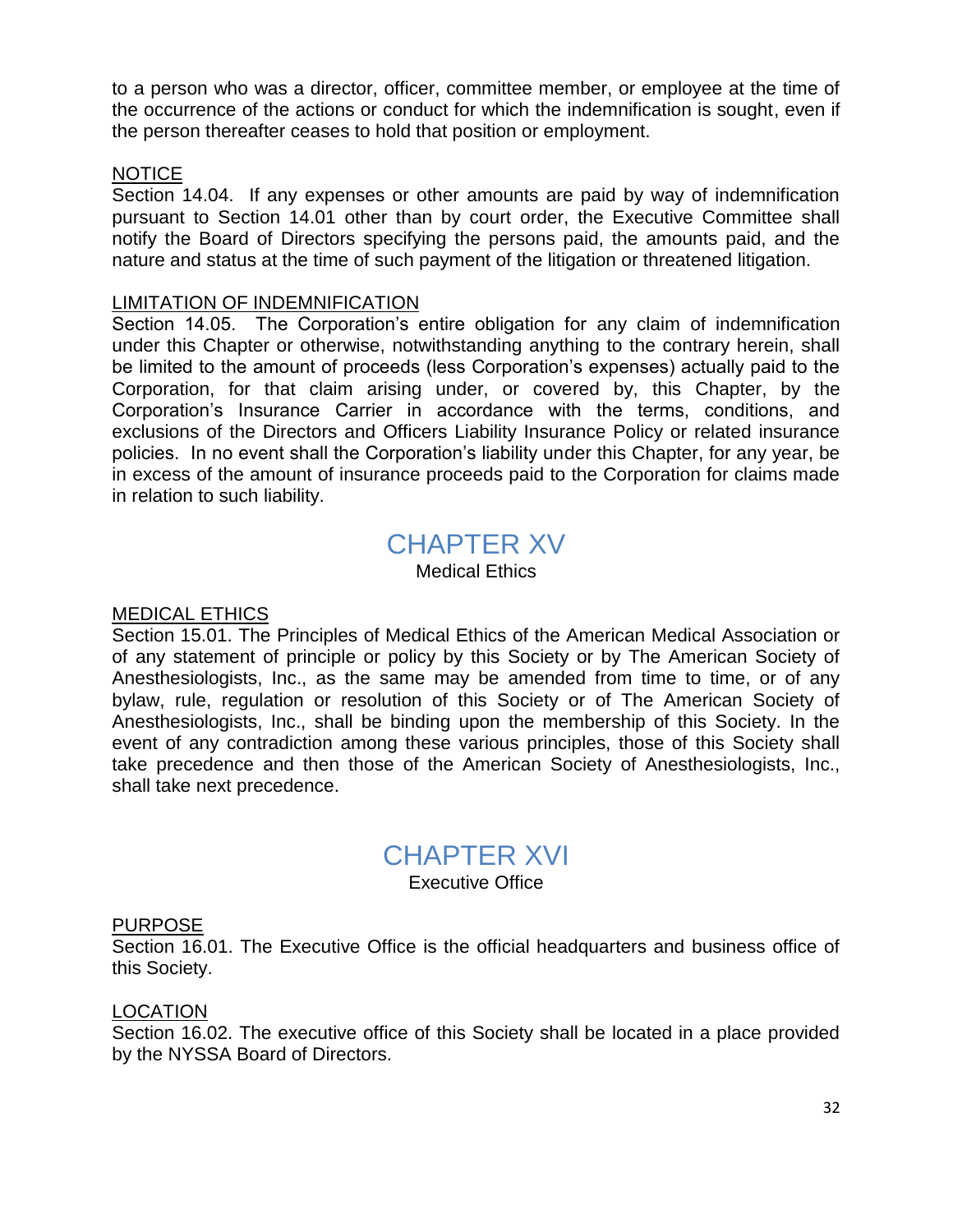to a person who was a director, officer, committee member, or employee at the time of the occurrence of the actions or conduct for which the indemnification is sought, even if the person thereafter ceases to hold that position or employment.

<u>NOTICE</u>

Section 14.04. If any expenses or other amounts are paid by way of indemnification pursuant to Section 14.01 other than by court order, the Executive Committee shall notify the Board of Directors specifying the persons paid, the amounts paid, and the nature and status at the time of such payment of the litigation or threatened litigation.

<u>LIMITATION OF INDEMNIFICATION</u>

Section 14.05. The Corporation's entire obligation for any claim of indemnification under this Chapter or otherwise, notwithstanding anything to the contrary herein, shall be limited to the amount of proceeds (less Corporation's expenses) actually paid to the Corporation, for that claim arising under, or covered by, this Chapter, by the Corporation's Insurance Carrier in accordance with the terms, conditions, and exclusions of the Directors and Officers Liability Insurance Policy or related insurance policies. In no event shall the Corporation's liability under this Chapter, for any year, be in excess of the amount of insurance proceeds paid to the Corporation for claims made in relation to such liability.

# CHAPTER XV

Medical Ethics

<u>MEDICAL ETHICS</u>

Section 15.01. The Principles of Medical Ethics of the American Medical Association or of any statement of principle or policy by this Society or by The American Society of Anesthesiologists, Inc., as the same may be amended from time to time, or of any bylaw, rule, regulation or resolution of this Society or of The American Society of Anesthesiologists, Inc., shall be binding upon the membership of this Society. In the event of any contradiction among these various principles, those of this Society shall take precedence and then those of the American Society of Anesthesiologists, Inc., shall take next precedence.

# CHAPTER XVI

Executive Office

<u>PURPOSE</u>

Section 16.01. The Executive Office is the official headquarters and business office of this Society.

<u>LOCATION</u>

Section 16.02. The executive office of this Society shall be located in a place provided by the NYSSA Board of Directors.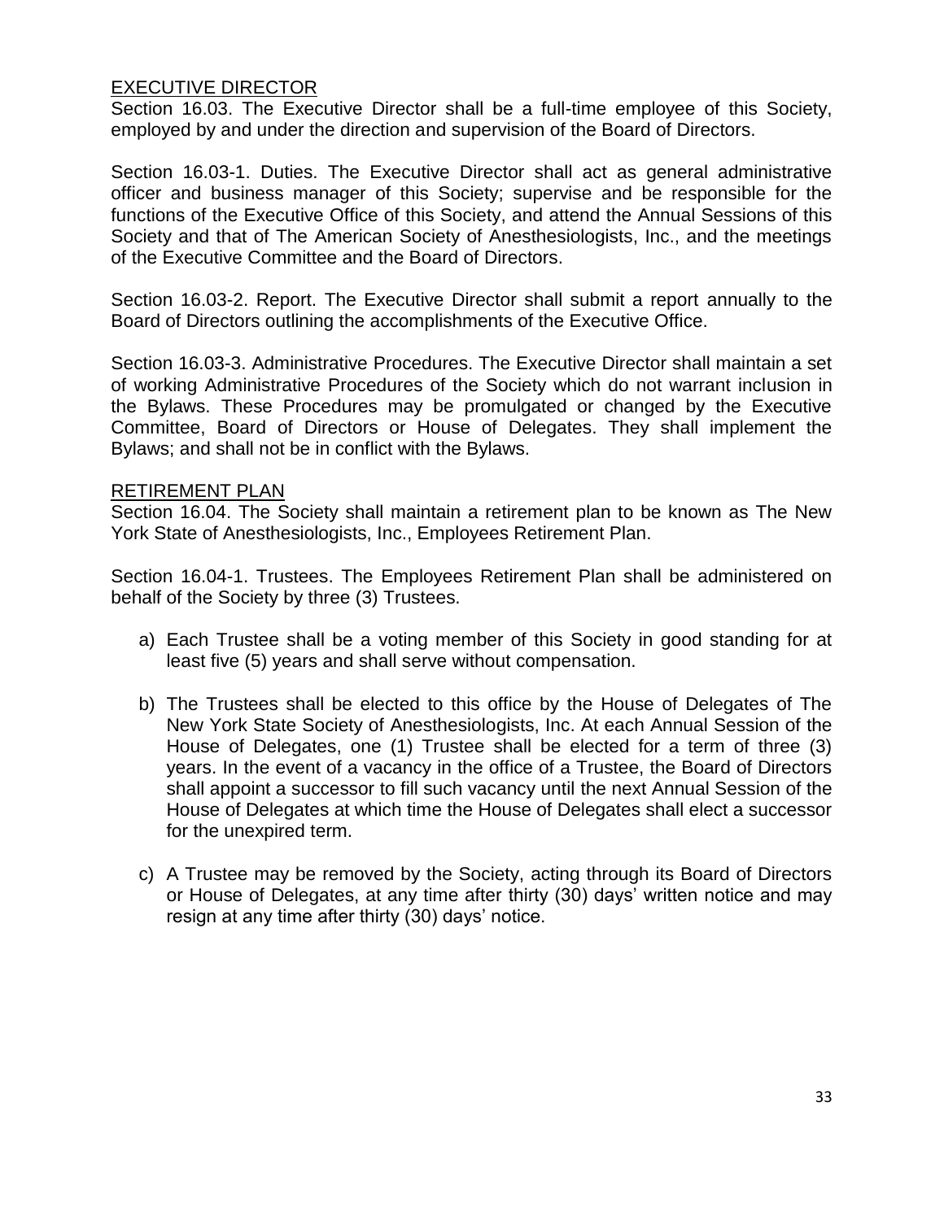## EXECUTIVE DIRECTOR

Section 16.03. The Executive Director shall be a full-time employee of this Society, employed by and under the direction and supervision of the Board of Directors.

Section 16.03-1. Duties. The Executive Director shall act as general administrative officer and business manager of this Society; supervise and be responsible for the functions of the Executive Office of this Society, and attend the Annual Sessions of this Society and that of The American Society of Anesthesiologists, Inc., and the meetings of the Executive Committee and the Board of Directors.

Section 16.03-2. Report. The Executive Director shall submit a report annually to the Board of Directors outlining the accomplishments of the Executive Office.

Section 16.03-3. Administrative Procedures. The Executive Director shall maintain a set of working Administrative Procedures of the Society which do not warrant inclusion in the Bylaws. These Procedures may be promulgated or changed by the Executive Committee, Board of Directors or House of Delegates. They shall implement the Bylaws; and shall not be in conflict with the Bylaws.

## RETIREMENT PLAN

Section 16.04. The Society shall maintain a retirement plan to be known as The New York State of Anesthesiologists, Inc., Employees Retirement Plan.

Section 16.04-1. Trustees. The Employees Retirement Plan shall be administered on behalf of the Society by three (3) Trustees.

a) Each Trustee shall be a voting member of this Society in good standing for at least five (5) years and shall serve without compensation.

b) The Trustees shall be elected to this office by the House of Delegates of The New York State Society of Anesthesiologists, Inc. At each Annual Session of the House of Delegates, one (1) Trustee shall be elected for a term of three (3) years. In the event of a vacancy in the office of a Trustee, the Board of Directors shall appoint a successor to fill such vacancy until the next Annual Session of the House of Delegates at which time the House of Delegates shall elect a successor for the unexpired term.

c) A Trustee may be removed by the Society, acting through its Board of Directors or House of Delegates, at any time after thirty (30) days' written notice and may resign at any time after thirty (30) days' notice.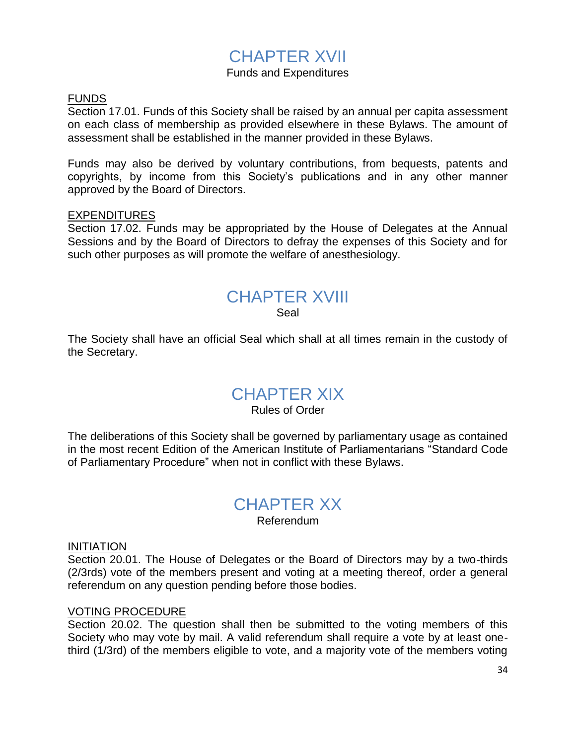# CHAPTER XVII

Funds and Expenditures

FUNDS

Section 17.01. Funds of this Society shall be raised by an annual per capita assessment on each class of membership as provided elsewhere in these Bylaws. The amount of assessment shall be established in the manner provided in these Bylaws.

Funds may also be derived by voluntary contributions, from bequests, patents and copyrights, by income from this Society's publications and in any other manner approved by the Board of Directors.

EXPENDITURES

Section 17.02. Funds may be appropriated by the House of Delegates at the Annual Sessions and by the Board of Directors to defray the expenses of this Society and for such other purposes as will promote the welfare of anesthesiology.

# CHAPTER XVIII

Seal

The Society shall have an official Seal which shall at all times remain in the custody of the Secretary.

# CHAPTER XIX

Rules of Order

The deliberations of this Society shall be governed by parliamentary usage as contained in the most recent Edition of the American Institute of Parliamentarians "Standard Code of Parliamentary Procedure" when not in conflict with these Bylaws.

# CHAPTER XX

Referendum

INITIATION

Section 20.01. The House of Delegates or the Board of Directors may by a two-thirds (2/3rds) vote of the members present and voting at a meeting thereof, order a general referendum on any question pending before those bodies.

VOTING PROCEDURE

Section 20.02. The question shall then be submitted to the voting members of this Society who may vote by mail. A valid referendum shall require a vote by at least one-third (1/3rd) of the members eligible to vote, and a majority vote of the members voting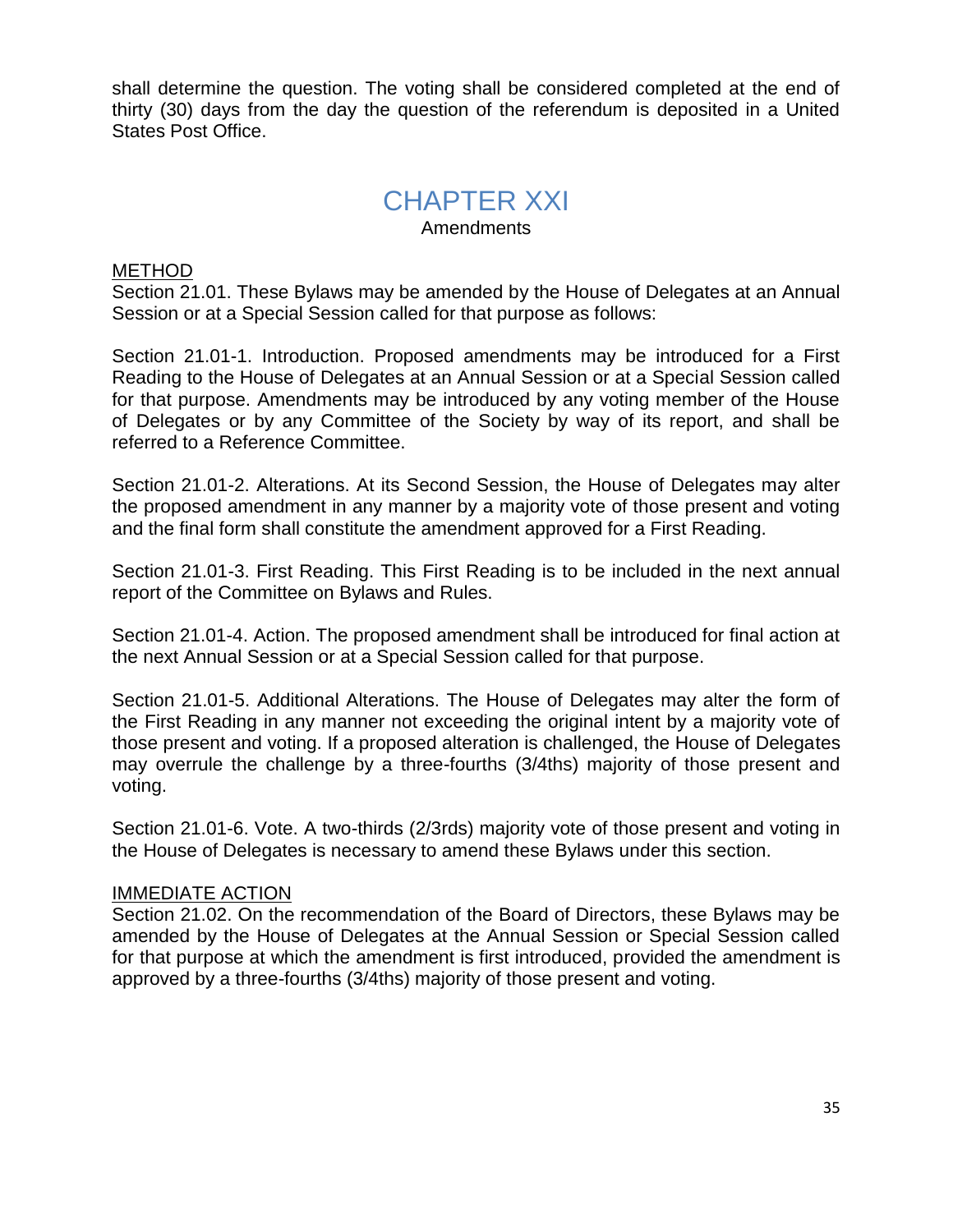shall determine the question. The voting shall be considered completed at the end of thirty (30) days from the day the question of the referendum is deposited in a United States Post Office.

# CHAPTER XXI

## Amendments

<u>METHOD</u>

Section 21.01. These Bylaws may be amended by the House of Delegates at an Annual Session or at a Special Session called for that purpose as follows:

Section 21.01-1. Introduction. Proposed amendments may be introduced for a First Reading to the House of Delegates at an Annual Session or at a Special Session called for that purpose. Amendments may be introduced by any voting member of the House of Delegates or by any Committee of the Society by way of its report, and shall be referred to a Reference Committee.

Section 21.01-2. Alterations. At its Second Session, the House of Delegates may alter the proposed amendment in any manner by a majority vote of those present and voting and the final form shall constitute the amendment approved for a First Reading.

Section 21.01-3. First Reading. This First Reading is to be included in the next annual report of the Committee on Bylaws and Rules.

Section 21.01-4. Action. The proposed amendment shall be introduced for final action at the next Annual Session or at a Special Session called for that purpose.

Section 21.01-5. Additional Alterations. The House of Delegates may alter the form of the First Reading in any manner not exceeding the original intent by a majority vote of those present and voting. If a proposed alteration is challenged, the House of Delegates may overrule the challenge by a three-fourths (3/4ths) majority of those present and voting.

Section 21.01-6. Vote. A two-thirds (2/3rds) majority vote of those present and voting in the House of Delegates is necessary to amend these Bylaws under this section.

<u>IMMEDIATE ACTION</u>

Section 21.02. On the recommendation of the Board of Directors, these Bylaws may be amended by the House of Delegates at the Annual Session or Special Session called for that purpose at which the amendment is first introduced, provided the amendment is approved by a three-fourths (3/4ths) majority of those present and voting.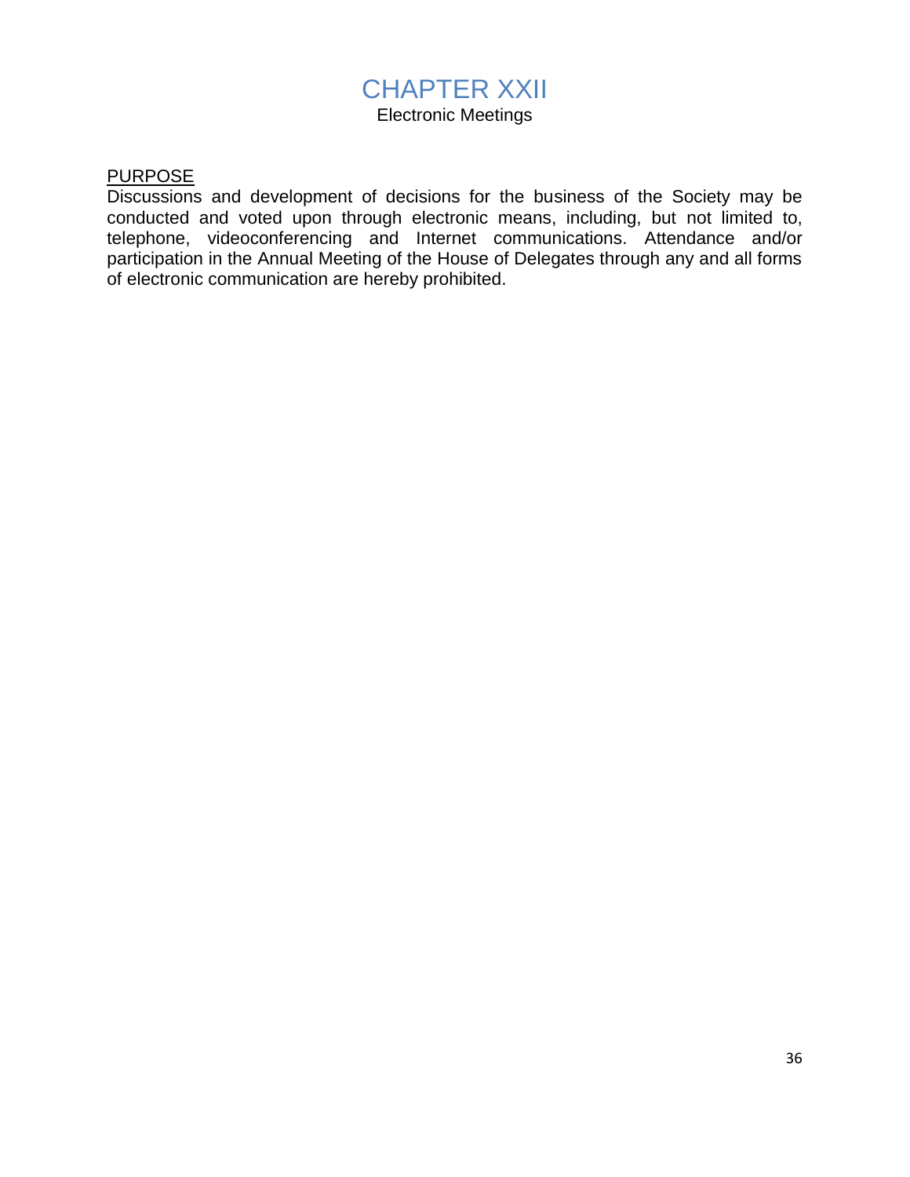# CHAPTER XXII

## Electronic Meetings

<u>PURPOSE</u>

Discussions and development of decisions for the business of the Society may be conducted and voted upon through electronic means, including, but not limited to, telephone, videoconferencing and Internet communications. Attendance and/or participation in the Annual Meeting of the House of Delegates through any and all forms of electronic communication are hereby prohibited.